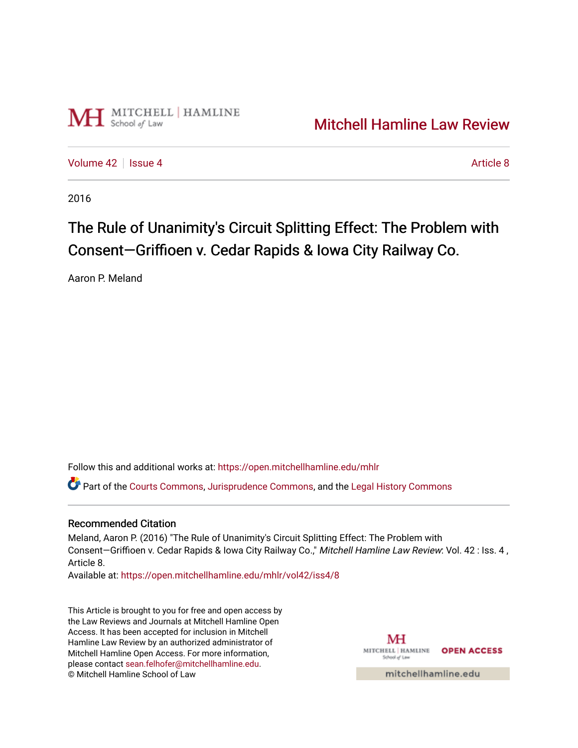Mitchell Hamline Law Review

Volume 42 | Issue 4 | Article 8

2016

# The Rule of Unanimity's Circuit Splitting Effect: The Problem with Consent—Griffioen v. Cedar Rapids & Iowa City Railway Co.

Aaron P. Meland

Follow this and additional works at: https://open.mitchellhamline.edu/mhlr

Part of the Courts Commons, Jurisprudence Commons, and the Legal History Commons

## Recommended Citation

Meland, Aaron P. (2016) "The Rule of Unanimity's Circuit Splitting Effect: The Problem with Consent—Griffioen v. Cedar Rapids & Iowa City Railway Co.," *Mitchell Hamline Law Review*: Vol. 42 : Iss. 4 , Article 8.
Available at: https://open.mitchellhamline.edu/mhlr/vol42/iss4/8

This Article is brought to you for free and open access by the Law Reviews and Journals at Mitchell Hamline Open Access. It has been accepted for inclusion in Mitchell Hamline Law Review by an authorized administrator of Mitchell Hamline Open Access. For more information, please contact sean.felhofer@mitchellhamline.edu.
© Mitchell Hamline School of Law

MITCHELL | HAMLINE School of Law OPEN ACCESS

mitchellhamline.edu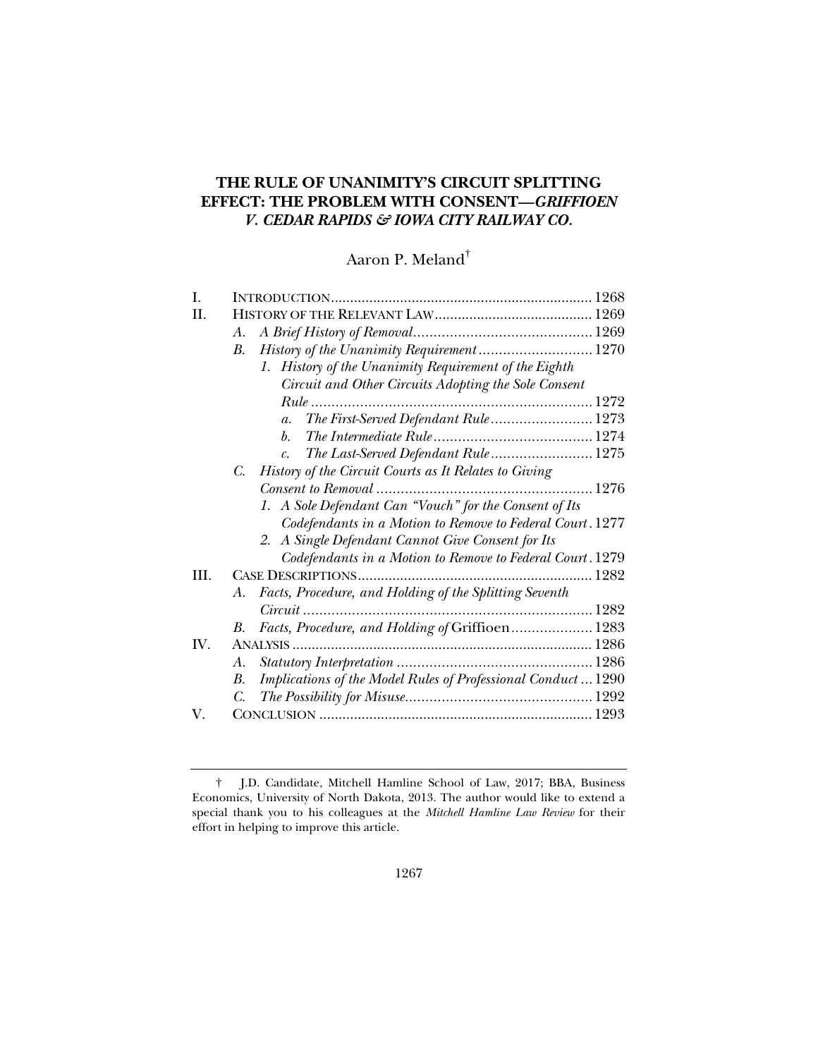# THE RULE OF UNANIMITY'S CIRCUIT SPLITTING EFFECT: THE PROBLEM WITH CONSENT—*GRIFFIOEN V. CEDAR RAPIDS & IOWA CITY RAILWAY CO.*

Aaron P. Meland†

I. INTRODUCTION ... 1268
II. HISTORY OF THE RELEVANT LAW ... 1269
  A. *A Brief History of Removal* ... 1269
  B. *History of the Unanimity Requirement* ... 1270
    1. *History of the Unanimity Requirement of the Eighth Circuit and Other Circuits Adopting the Sole Consent Rule* ... 1272
      a. *The First-Served Defendant Rule* ... 1273
      b. *The Intermediate Rule* ... 1274
      c. *The Last-Served Defendant Rule* ... 1275
  C. *History of the Circuit Courts as It Relates to Giving Consent to Removal* ... 1276
    1. *A Sole Defendant Can "Vouch" for the Consent of Its Codefendants in a Motion to Remove to Federal Court* . 1277
    2. *A Single Defendant Cannot Give Consent for Its Codefendants in a Motion to Remove to Federal Court* . 1279
III. CASE DESCRIPTIONS ... 1282
  A. *Facts, Procedure, and Holding of the Splitting Seventh Circuit* ... 1282
  B. *Facts, Procedure, and Holding of* Griffioen ... 1283
IV. ANALYSIS ... 1286
  A. *Statutory Interpretation* ... 1286
  B. *Implications of the Model Rules of Professional Conduct* ... 1290
  C. *The Possibility for Misuse* ... 1292
V. CONCLUSION ... 1293

† J.D. Candidate, Mitchell Hamline School of Law, 2017; BBA, Business Economics, University of North Dakota, 2013. The author would like to extend a special thank you to his colleagues at the *Mitchell Hamline Law Review* for their effort in helping to improve this article.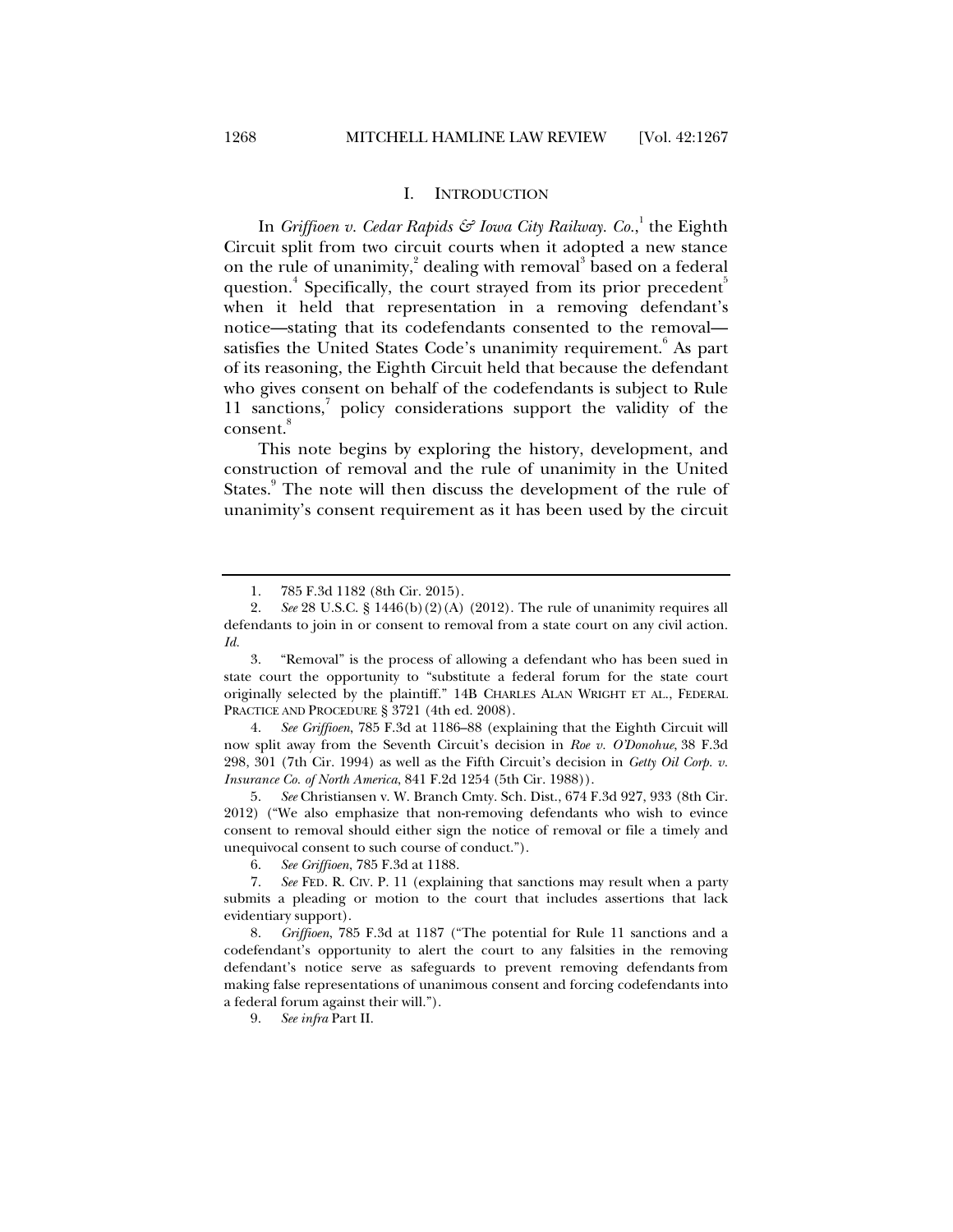## I. INTRODUCTION

In *Griffioen v. Cedar Rapids & Iowa City Railway. Co.*,[1] the Eighth Circuit split from two circuit courts when it adopted a new stance on the rule of unanimity,[2] dealing with removal[3] based on a federal question.[4] Specifically, the court strayed from its prior precedent[5] when it held that representation in a removing defendant's notice—stating that its codefendants consented to the removal—satisfies the United States Code's unanimity requirement.[6] As part of its reasoning, the Eighth Circuit held that because the defendant who gives consent on behalf of the codefendants is subject to Rule 11 sanctions,[7] policy considerations support the validity of the consent.[8]

This note begins by exploring the history, development, and construction of removal and the rule of unanimity in the United States.[9] The note will then discuss the development of the rule of unanimity's consent requirement as it has been used by the circuit

---

1. 785 F.3d 1182 (8th Cir. 2015).

2. *See* 28 U.S.C. § 1446(b)(2)(A) (2012). The rule of unanimity requires all defendants to join in or consent to removal from a state court on any civil action. *Id.*

3. "Removal" is the process of allowing a defendant who has been sued in state court the opportunity to "substitute a federal forum for the state court originally selected by the plaintiff." 14B CHARLES ALAN WRIGHT ET AL., FEDERAL PRACTICE AND PROCEDURE § 3721 (4th ed. 2008).

4. *See Griffioen*, 785 F.3d at 1186–88 (explaining that the Eighth Circuit will now split away from the Seventh Circuit's decision in *Roe v. O'Donohue*, 38 F.3d 298, 301 (7th Cir. 1994) as well as the Fifth Circuit's decision in *Getty Oil Corp. v. Insurance Co. of North America*, 841 F.2d 1254 (5th Cir. 1988)).

5. *See* Christiansen v. W. Branch Cmty. Sch. Dist., 674 F.3d 927, 933 (8th Cir. 2012) ("We also emphasize that non-removing defendants who wish to evince consent to removal should either sign the notice of removal or file a timely and unequivocal consent to such course of conduct.").

6. *See Griffioen*, 785 F.3d at 1188.

7. *See* FED. R. CIV. P. 11 (explaining that sanctions may result when a party submits a pleading or motion to the court that includes assertions that lack evidentiary support).

8. *Griffioen*, 785 F.3d at 1187 ("The potential for Rule 11 sanctions and a codefendant's opportunity to alert the court to any falsities in the removing defendant's notice serve as safeguards to prevent removing defendants from making false representations of unanimous consent and forcing codefendants into a federal forum against their will.").

9. *See infra* Part II.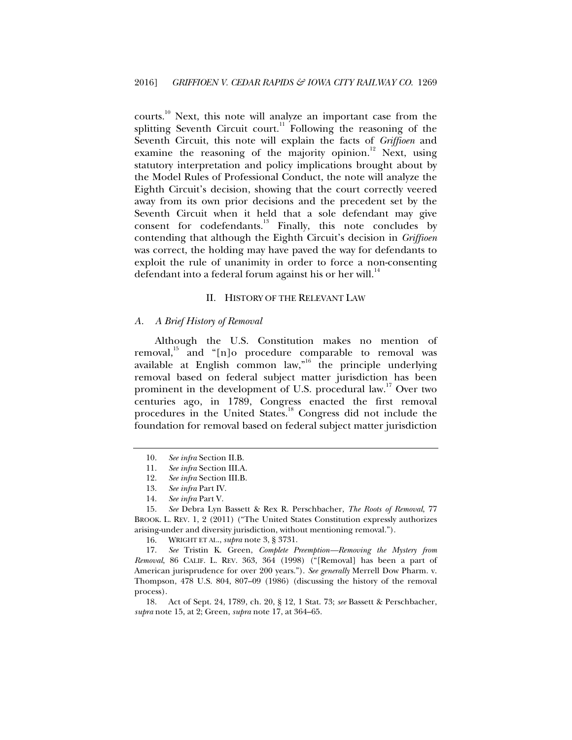courts.[10] Next, this note will analyze an important case from the splitting Seventh Circuit court.[11] Following the reasoning of the Seventh Circuit, this note will explain the facts of *Griffioen* and examine the reasoning of the majority opinion.[12] Next, using statutory interpretation and policy implications brought about by the Model Rules of Professional Conduct, the note will analyze the Eighth Circuit's decision, showing that the court correctly veered away from its own prior decisions and the precedent set by the Seventh Circuit when it held that a sole defendant may give consent for codefendants.[13] Finally, this note concludes by contending that although the Eighth Circuit's decision in *Griffioen* was correct, the holding may have paved the way for defendants to exploit the rule of unanimity in order to force a non-consenting defendant into a federal forum against his or her will.[14]

## II. HISTORY OF THE RELEVANT LAW

### *A. A Brief History of Removal*

Although the U.S. Constitution makes no mention of removal,[15] and "[n]o procedure comparable to removal was available at English common law,"[16] the principle underlying removal based on federal subject matter jurisdiction has been prominent in the development of U.S. procedural law.[17] Over two centuries ago, in 1789, Congress enacted the first removal procedures in the United States.[18] Congress did not include the foundation for removal based on federal subject matter jurisdiction

---

10. *See infra* Section II.B.

11. *See infra* Section III.A.

12. *See infra* Section III.B.

13. *See infra* Part IV.

14. *See infra* Part V.

15. *See* Debra Lyn Bassett & Rex R. Perschbacher, *The Roots of Removal*, 77 BROOK. L. REV. 1, 2 (2011) ("The United States Constitution expressly authorizes arising-under and diversity jurisdiction, without mentioning removal.").

16. WRIGHT ET AL., *supra* note 3, § 3731.

17. *See* Tristin K. Green, *Complete Preemption—Removing the Mystery from Removal*, 86 CALIF. L. REV. 363, 364 (1998) ("[Removal] has been a part of American jurisprudence for over 200 years."). *See generally* Merrell Dow Pharm. v. Thompson, 478 U.S. 804, 807–09 (1986) (discussing the history of the removal process).

18. Act of Sept. 24, 1789, ch. 20, § 12, 1 Stat. 73; *see* Bassett & Perschbacher, *supra* note 15, at 2; Green, *supra* note 17, at 364–65.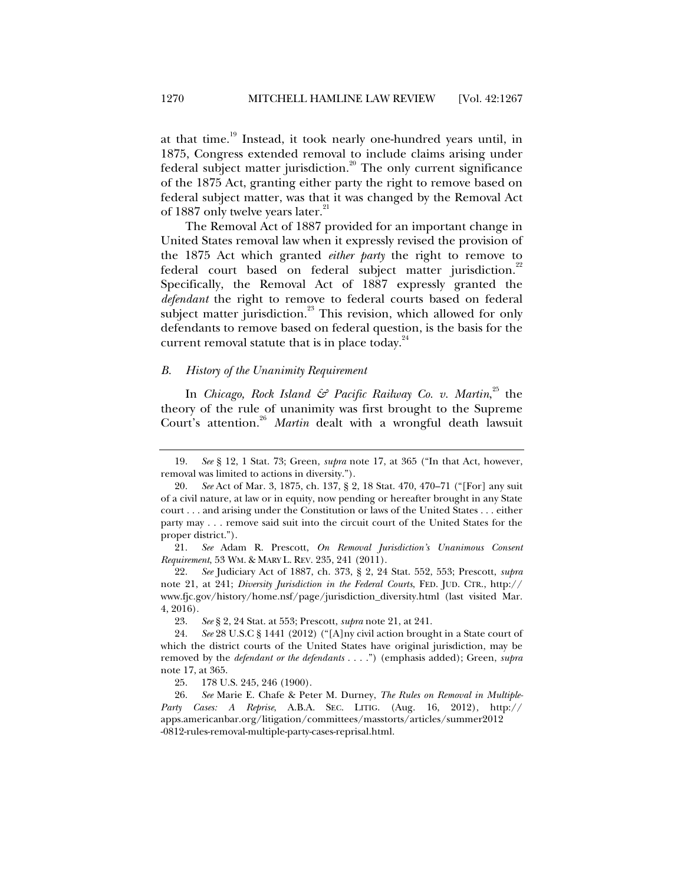at that time.[19] Instead, it took nearly one-hundred years until, in 1875, Congress extended removal to include claims arising under federal subject matter jurisdiction.[20] The only current significance of the 1875 Act, granting either party the right to remove based on federal subject matter, was that it was changed by the Removal Act of 1887 only twelve years later.[21]

The Removal Act of 1887 provided for an important change in United States removal law when it expressly revised the provision of the 1875 Act which granted *either party* the right to remove to federal court based on federal subject matter jurisdiction.[22] Specifically, the Removal Act of 1887 expressly granted the *defendant* the right to remove to federal courts based on federal subject matter jurisdiction.[23] This revision, which allowed for only defendants to remove based on federal question, is the basis for the current removal statute that is in place today.[24]

### *B. History of the Unanimity Requirement*

In *Chicago, Rock Island & Pacific Railway Co. v. Martin*,[25] the theory of the rule of unanimity was first brought to the Supreme Court's attention.[26] *Martin* dealt with a wrongful death lawsuit

---

19. *See* § 12, 1 Stat. 73; Green, *supra* note 17, at 365 ("In that Act, however, removal was limited to actions in diversity.").

20. *See* Act of Mar. 3, 1875, ch. 137, § 2, 18 Stat. 470, 470–71 ("[For] any suit of a civil nature, at law or in equity, now pending or hereafter brought in any State court . . . and arising under the Constitution or laws of the United States . . . either party may . . . remove said suit into the circuit court of the United States for the proper district.").

21. *See* Adam R. Prescott, *On Removal Jurisdiction's Unanimous Consent Requirement*, 53 WM. & MARY L. REV. 235, 241 (2011).

22. *See* Judiciary Act of 1887, ch. 373, § 2, 24 Stat. 552, 553; Prescott, *supra* note 21, at 241; *Diversity Jurisdiction in the Federal Courts*, FED. JUD. CTR., http://www.fjc.gov/history/home.nsf/page/jurisdiction_diversity.html (last visited Mar. 4, 2016).

23. *See* § 2, 24 Stat. at 553; Prescott, *supra* note 21, at 241.

24. *See* 28 U.S.C § 1441 (2012) ("[A]ny civil action brought in a State court of which the district courts of the United States have original jurisdiction, may be removed by the *defendant or the defendants* . . . .") (emphasis added); Green, *supra* note 17, at 365.

25. 178 U.S. 245, 246 (1900).

26. *See* Marie E. Chafe & Peter M. Durney, *The Rules on Removal in Multiple-Party Cases: A Reprise*, A.B.A. SEC. LITIG. (Aug. 16, 2012), http://apps.americanbar.org/litigation/committees/masstorts/articles/summer2012-0812-rules-removal-multiple-party-cases-reprisal.html.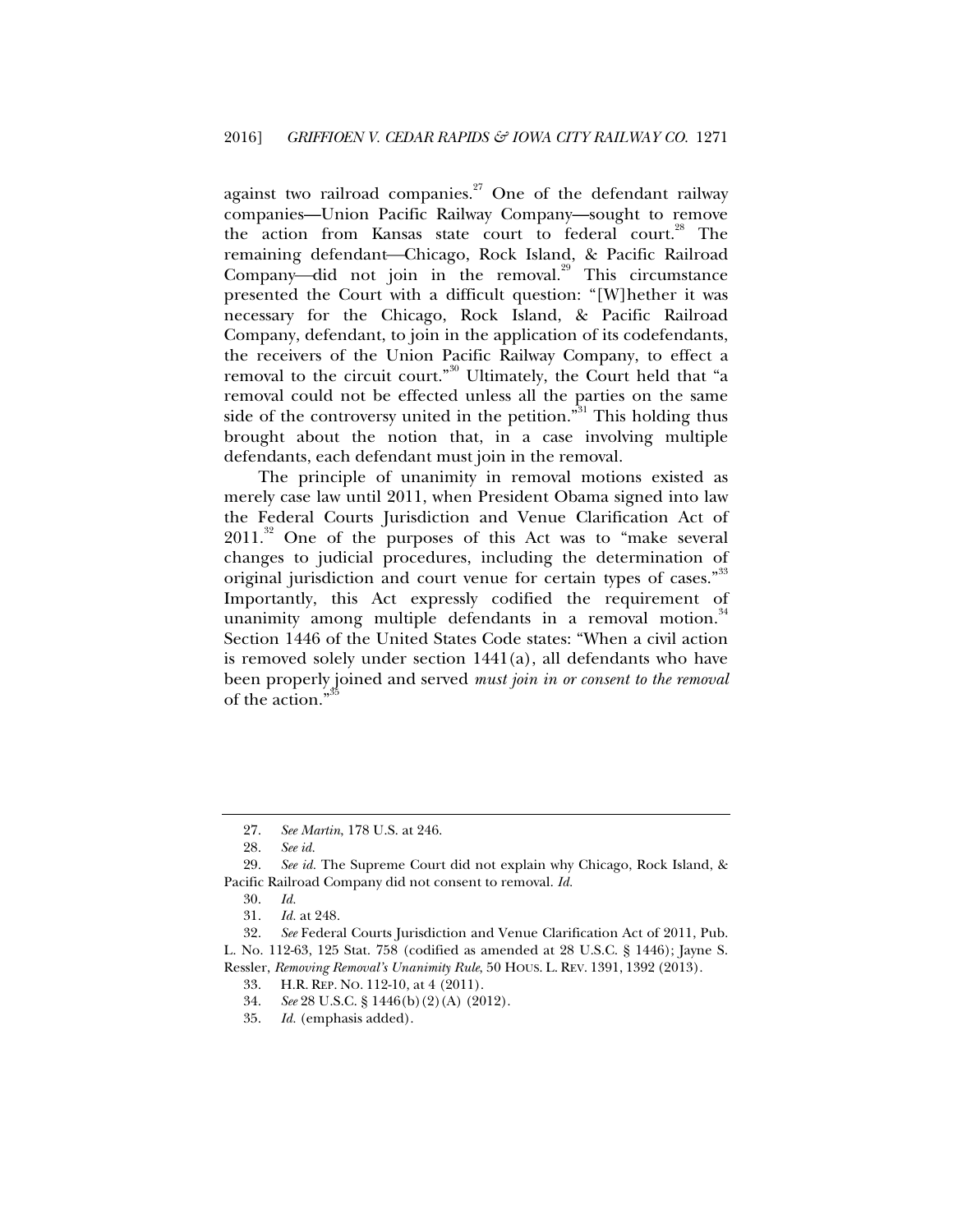against two railroad companies.[27] One of the defendant railway companies—Union Pacific Railway Company—sought to remove the action from Kansas state court to federal court.[28] The remaining defendant—Chicago, Rock Island, & Pacific Railroad Company—did not join in the removal.[29] This circumstance presented the Court with a difficult question: "[W]hether it was necessary for the Chicago, Rock Island, & Pacific Railroad Company, defendant, to join in the application of its codefendants, the receivers of the Union Pacific Railway Company, to effect a removal to the circuit court."[30] Ultimately, the Court held that "a removal could not be effected unless all the parties on the same side of the controversy united in the petition."[31] This holding thus brought about the notion that, in a case involving multiple defendants, each defendant must join in the removal.

The principle of unanimity in removal motions existed as merely case law until 2011, when President Obama signed into law the Federal Courts Jurisdiction and Venue Clarification Act of 2011.[32] One of the purposes of this Act was to "make several changes to judicial procedures, including the determination of original jurisdiction and court venue for certain types of cases."[33] Importantly, this Act expressly codified the requirement of unanimity among multiple defendants in a removal motion.[34] Section 1446 of the United States Code states: "When a civil action is removed solely under section 1441(a), all defendants who have been properly joined and served *must join in or consent to the removal* of the action."[35]

---

27. *See Martin*, 178 U.S. at 246.

28. *See id.*

29. *See id.* The Supreme Court did not explain why Chicago, Rock Island, & Pacific Railroad Company did not consent to removal. *Id.*

30. *Id.*

31. *Id.* at 248.

32. *See* Federal Courts Jurisdiction and Venue Clarification Act of 2011, Pub. L. No. 112-63, 125 Stat. 758 (codified as amended at 28 U.S.C. § 1446); Jayne S. Ressler, *Removing Removal's Unanimity Rule*, 50 HOUS. L. REV. 1391, 1392 (2013).

33. H.R. REP. NO. 112-10, at 4 (2011).

34. *See* 28 U.S.C. § 1446(b)(2)(A) (2012).

35. *Id.* (emphasis added).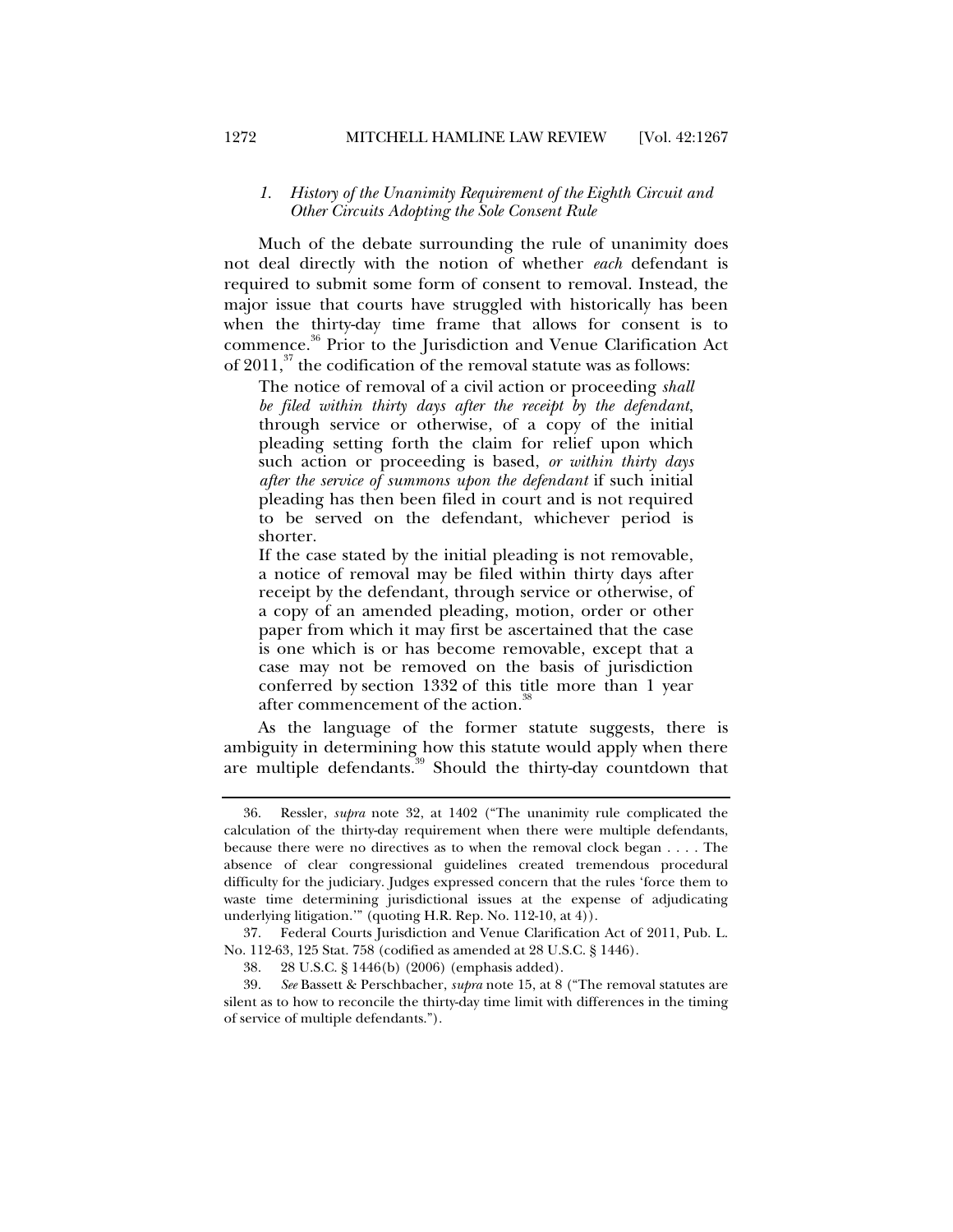### *1. History of the Unanimity Requirement of the Eighth Circuit and Other Circuits Adopting the Sole Consent Rule*

Much of the debate surrounding the rule of unanimity does not deal directly with the notion of whether *each* defendant is required to submit some form of consent to removal. Instead, the major issue that courts have struggled with historically has been when the thirty-day time frame that allows for consent is to commence.[36] Prior to the Jurisdiction and Venue Clarification Act of 2011,[37] the codification of the removal statute was as follows:

> The notice of removal of a civil action or proceeding *shall be filed within thirty days after the receipt by the defendant*, through service or otherwise, of a copy of the initial pleading setting forth the claim for relief upon which such action or proceeding is based, *or within thirty days after the service of summons upon the defendant* if such initial pleading has then been filed in court and is not required to be served on the defendant, whichever period is shorter.
>
> If the case stated by the initial pleading is not removable, a notice of removal may be filed within thirty days after receipt by the defendant, through service or otherwise, of a copy of an amended pleading, motion, order or other paper from which it may first be ascertained that the case is one which is or has become removable, except that a case may not be removed on the basis of jurisdiction conferred by section 1332 of this title more than 1 year after commencement of the action.[38]

As the language of the former statute suggests, there is ambiguity in determining how this statute would apply when there are multiple defendants.[39] Should the thirty-day countdown that

---

36. Ressler, *supra* note 32, at 1402 ("The unanimity rule complicated the calculation of the thirty-day requirement when there were multiple defendants, because there were no directives as to when the removal clock began . . . . The absence of clear congressional guidelines created tremendous procedural difficulty for the judiciary. Judges expressed concern that the rules 'force them to waste time determining jurisdictional issues at the expense of adjudicating underlying litigation.'" (quoting H.R. Rep. No. 112-10, at 4)).

37. Federal Courts Jurisdiction and Venue Clarification Act of 2011, Pub. L. No. 112-63, 125 Stat. 758 (codified as amended at 28 U.S.C. § 1446).

38. 28 U.S.C. § 1446(b) (2006) (emphasis added).

39. *See* Bassett & Perschbacher, *supra* note 15, at 8 ("The removal statutes are silent as to how to reconcile the thirty-day time limit with differences in the timing of service of multiple defendants.").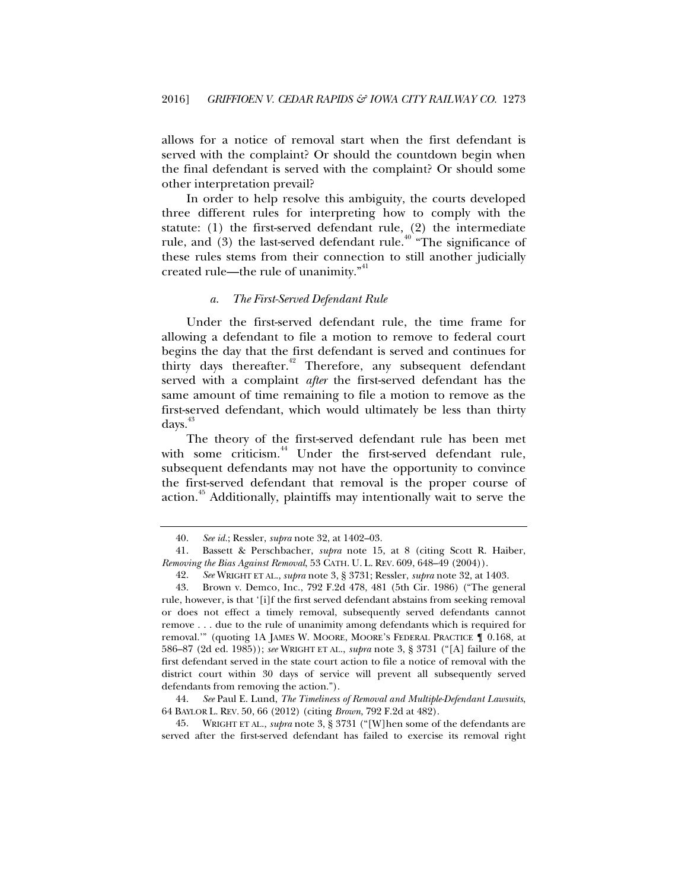allows for a notice of removal start when the first defendant is served with the complaint? Or should the countdown begin when the final defendant is served with the complaint? Or should some other interpretation prevail?

In order to help resolve this ambiguity, the courts developed three different rules for interpreting how to comply with the statute: (1) the first-served defendant rule, (2) the intermediate rule, and (3) the last-served defendant rule.[40] "The significance of these rules stems from their connection to still another judicially created rule—the rule of unanimity."[41]

### *a. The First-Served Defendant Rule*

Under the first-served defendant rule, the time frame for allowing a defendant to file a motion to remove to federal court begins the day that the first defendant is served and continues for thirty days thereafter.[42] Therefore, any subsequent defendant served with a complaint *after* the first-served defendant has the same amount of time remaining to file a motion to remove as the first-served defendant, which would ultimately be less than thirty days.[43]

The theory of the first-served defendant rule has been met with some criticism.[44] Under the first-served defendant rule, subsequent defendants may not have the opportunity to convince the first-served defendant that removal is the proper course of action.[45] Additionally, plaintiffs may intentionally wait to serve the

---

40. *See id.*; Ressler, *supra* note 32, at 1402–03.

41. Bassett & Perschbacher, *supra* note 15, at 8 (citing Scott R. Haiber, *Removing the Bias Against Removal*, 53 CATH. U. L. REV. 609, 648–49 (2004)).

42. *See* WRIGHT ET AL., *supra* note 3, § 3731; Ressler, *supra* note 32, at 1403.

43. Brown v. Demco, Inc., 792 F.2d 478, 481 (5th Cir. 1986) ("The general rule, however, is that '[i]f the first served defendant abstains from seeking removal or does not effect a timely removal, subsequently served defendants cannot remove . . . due to the rule of unanimity among defendants which is required for removal.'" (quoting 1A JAMES W. MOORE, MOORE'S FEDERAL PRACTICE ¶ 0.168, at 586–87 (2d ed. 1985)); *see* WRIGHT ET AL., *supra* note 3, § 3731 ("[A] failure of the first defendant served in the state court action to file a notice of removal with the district court within 30 days of service will prevent all subsequently served defendants from removing the action.").

44. *See* Paul E. Lund, *The Timeliness of Removal and Multiple-Defendant Lawsuits*, 64 BAYLOR L. REV. 50, 66 (2012) (citing *Brown*, 792 F.2d at 482).

45. WRIGHT ET AL., *supra* note 3, § 3731 ("[W]hen some of the defendants are served after the first-served defendant has failed to exercise its removal right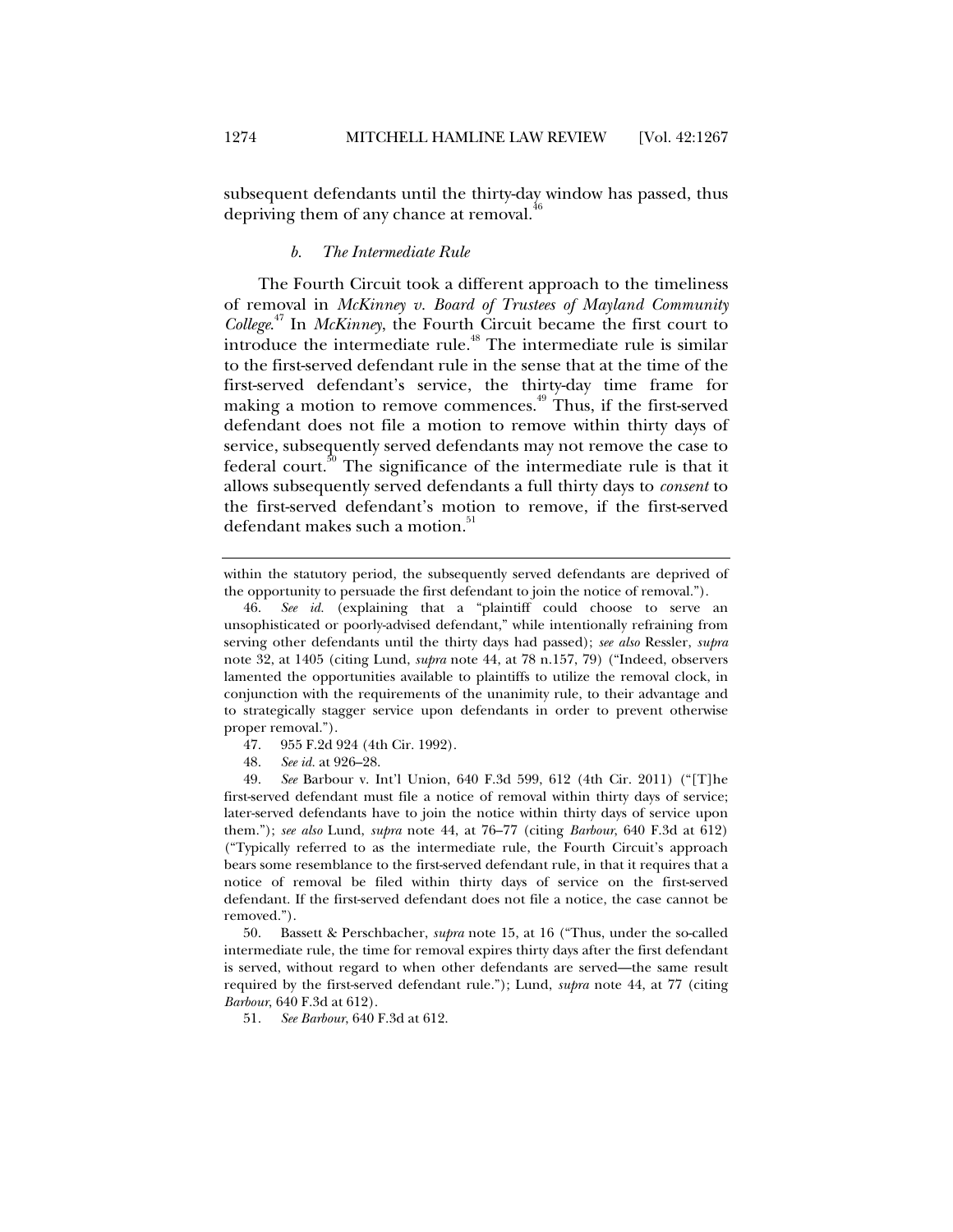subsequent defendants until the thirty-day window has passed, thus depriving them of any chance at removal.[46]

#### *b. The Intermediate Rule*

The Fourth Circuit took a different approach to the timeliness of removal in *McKinney v. Board of Trustees of Mayland Community College*.[47] In *McKinney*, the Fourth Circuit became the first court to introduce the intermediate rule.[48] The intermediate rule is similar to the first-served defendant rule in the sense that at the time of the first-served defendant's service, the thirty-day time frame for making a motion to remove commences.[49] Thus, if the first-served defendant does not file a motion to remove within thirty days of service, subsequently served defendants may not remove the case to federal court.[50] The significance of the intermediate rule is that it allows subsequently served defendants a full thirty days to *consent* to the first-served defendant's motion to remove, if the first-served defendant makes such a motion.[51]

---

within the statutory period, the subsequently served defendants are deprived of the opportunity to persuade the first defendant to join the notice of removal.").

46. *See id.* (explaining that a "plaintiff could choose to serve an unsophisticated or poorly-advised defendant," while intentionally refraining from serving other defendants until the thirty days had passed); *see also* Ressler, *supra* note 32, at 1405 (citing Lund, *supra* note 44, at 78 n.157, 79) ("Indeed, observers lamented the opportunities available to plaintiffs to utilize the removal clock, in conjunction with the requirements of the unanimity rule, to their advantage and to strategically stagger service upon defendants in order to prevent otherwise proper removal.").

47. 955 F.2d 924 (4th Cir. 1992).

48. *See id.* at 926–28.

49. *See* Barbour v. Int'l Union, 640 F.3d 599, 612 (4th Cir. 2011) ("[T]he first-served defendant must file a notice of removal within thirty days of service; later-served defendants have to join the notice within thirty days of service upon them."); *see also* Lund, *supra* note 44, at 76–77 (citing *Barbour*, 640 F.3d at 612) ("Typically referred to as the intermediate rule, the Fourth Circuit's approach bears some resemblance to the first-served defendant rule, in that it requires that a notice of removal be filed within thirty days of service on the first-served defendant. If the first-served defendant does not file a notice, the case cannot be removed.").

50. Bassett & Perschbacher, *supra* note 15, at 16 ("Thus, under the so-called intermediate rule, the time for removal expires thirty days after the first defendant is served, without regard to when other defendants are served—the same result required by the first-served defendant rule."); Lund, *supra* note 44, at 77 (citing *Barbour*, 640 F.3d at 612).

51. *See Barbour*, 640 F.3d at 612.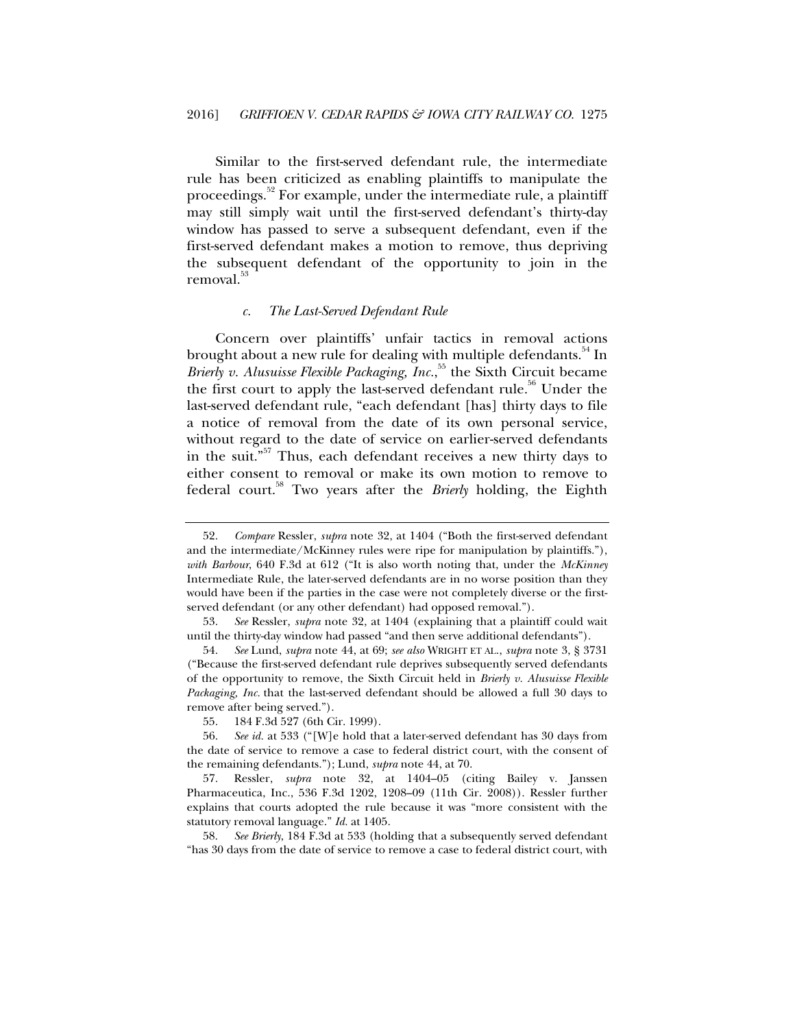Similar to the first-served defendant rule, the intermediate rule has been criticized as enabling plaintiffs to manipulate the proceedings.[52] For example, under the intermediate rule, a plaintiff may still simply wait until the first-served defendant's thirty-day window has passed to serve a subsequent defendant, even if the first-served defendant makes a motion to remove, thus depriving the subsequent defendant of the opportunity to join in the removal.[53]

### *c. The Last-Served Defendant Rule*

Concern over plaintiffs' unfair tactics in removal actions brought about a new rule for dealing with multiple defendants.[54] In *Brierly v. Alusuisse Flexible Packaging, Inc.*,[55] the Sixth Circuit became the first court to apply the last-served defendant rule.[56] Under the last-served defendant rule, "each defendant [has] thirty days to file a notice of removal from the date of its own personal service, without regard to the date of service on earlier-served defendants in the suit."[57] Thus, each defendant receives a new thirty days to either consent to removal or make its own motion to remove to federal court.[58] Two years after the *Brierly* holding, the Eighth

---

52. *Compare* Ressler, *supra* note 32, at 1404 ("Both the first-served defendant and the intermediate/McKinney rules were ripe for manipulation by plaintiffs."), *with Barbour*, 640 F.3d at 612 ("It is also worth noting that, under the *McKinney* Intermediate Rule, the later-served defendants are in no worse position than they would have been if the parties in the case were not completely diverse or the first-served defendant (or any other defendant) had opposed removal.").

53. *See* Ressler, *supra* note 32, at 1404 (explaining that a plaintiff could wait until the thirty-day window had passed "and then serve additional defendants").

54. *See* Lund, *supra* note 44, at 69; *see also* WRIGHT ET AL., *supra* note 3, § 3731 ("Because the first-served defendant rule deprives subsequently served defendants of the opportunity to remove, the Sixth Circuit held in *Brierly v. Alusuisse Flexible Packaging, Inc.* that the last-served defendant should be allowed a full 30 days to remove after being served.").

55. 184 F.3d 527 (6th Cir. 1999).

56. *See id.* at 533 ("[W]e hold that a later-served defendant has 30 days from the date of service to remove a case to federal district court, with the consent of the remaining defendants."); Lund, *supra* note 44, at 70.

57. Ressler, *supra* note 32, at 1404–05 (citing Bailey v. Janssen Pharmaceutica, Inc., 536 F.3d 1202, 1208–09 (11th Cir. 2008)). Ressler further explains that courts adopted the rule because it was "more consistent with the statutory removal language." *Id.* at 1405.

58. *See Brierly*, 184 F.3d at 533 (holding that a subsequently served defendant "has 30 days from the date of service to remove a case to federal district court, with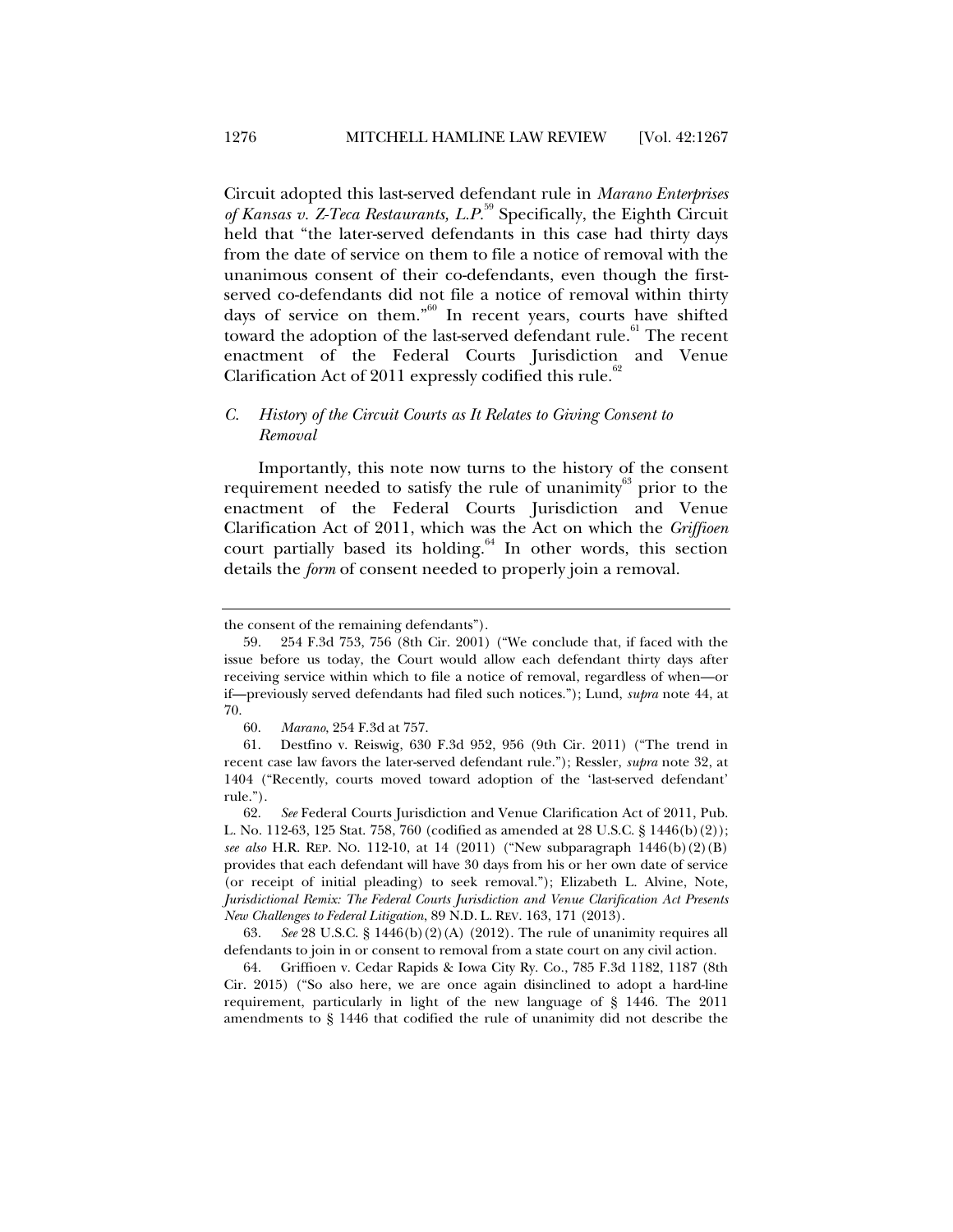Circuit adopted this last-served defendant rule in *Marano Enterprises of Kansas v. Z-Teca Restaurants, L.P.*[59] Specifically, the Eighth Circuit held that "the later-served defendants in this case had thirty days from the date of service on them to file a notice of removal with the unanimous consent of their co-defendants, even though the first-served co-defendants did not file a notice of removal within thirty days of service on them."[60] In recent years, courts have shifted toward the adoption of the last-served defendant rule.[61] The recent enactment of the Federal Courts Jurisdiction and Venue Clarification Act of 2011 expressly codified this rule.[62]

### *C. History of the Circuit Courts as It Relates to Giving Consent to Removal*

Importantly, this note now turns to the history of the consent requirement needed to satisfy the rule of unanimity[63] prior to the enactment of the Federal Courts Jurisdiction and Venue Clarification Act of 2011, which was the Act on which the *Griffioen* court partially based its holding.[64] In other words, this section details the *form* of consent needed to properly join a removal.

---

the consent of the remaining defendants").

59. 254 F.3d 753, 756 (8th Cir. 2001) ("We conclude that, if faced with the issue before us today, the Court would allow each defendant thirty days after receiving service within which to file a notice of removal, regardless of when—or if—previously served defendants had filed such notices."); Lund, *supra* note 44, at 70.

60. *Marano*, 254 F.3d at 757.

61. Destfino v. Reiswig, 630 F.3d 952, 956 (9th Cir. 2011) ("The trend in recent case law favors the later-served defendant rule."); Ressler, *supra* note 32, at 1404 ("Recently, courts moved toward adoption of the 'last-served defendant' rule.").

62. *See* Federal Courts Jurisdiction and Venue Clarification Act of 2011, Pub. L. No. 112-63, 125 Stat. 758, 760 (codified as amended at 28 U.S.C. § 1446(b)(2)); *see also* H.R. REP. NO. 112-10, at 14 (2011) ("New subparagraph 1446(b)(2)(B) provides that each defendant will have 30 days from his or her own date of service (or receipt of initial pleading) to seek removal."); Elizabeth L. Alvine, Note, *Jurisdictional Remix: The Federal Courts Jurisdiction and Venue Clarification Act Presents New Challenges to Federal Litigation*, 89 N.D. L. REV. 163, 171 (2013).

63. *See* 28 U.S.C. § 1446(b)(2)(A) (2012). The rule of unanimity requires all defendants to join in or consent to removal from a state court on any civil action.

64. Griffioen v. Cedar Rapids & Iowa City Ry. Co., 785 F.3d 1182, 1187 (8th Cir. 2015) ("So also here, we are once again disinclined to adopt a hard-line requirement, particularly in light of the new language of § 1446. The 2011 amendments to § 1446 that codified the rule of unanimity did not describe the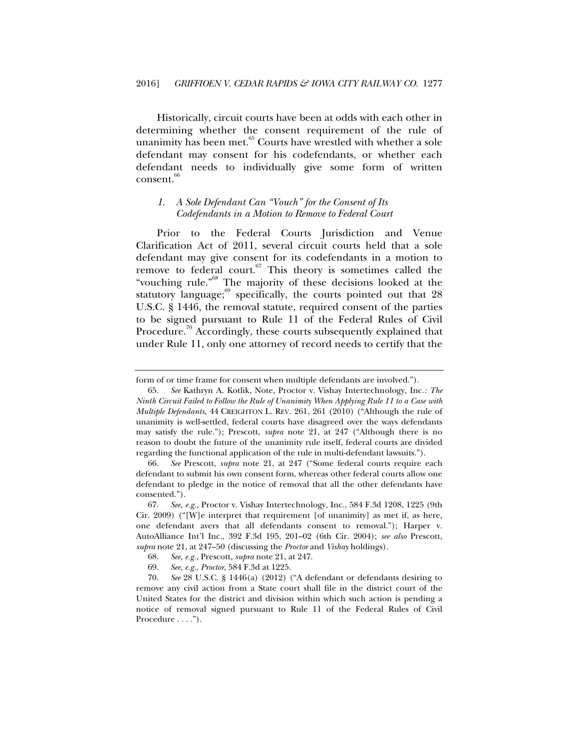Historically, circuit courts have been at odds with each other in determining whether the consent requirement of the rule of unanimity has been met.[65] Courts have wrestled with whether a sole defendant may consent for his codefendants, or whether each defendant needs to individually give some form of written consent.[66]

### *1. A Sole Defendant Can "Vouch" for the Consent of Its Codefendants in a Motion to Remove to Federal Court*

Prior to the Federal Courts Jurisdiction and Venue Clarification Act of 2011, several circuit courts held that a sole defendant may give consent for its codefendants in a motion to remove to federal court.[67] This theory is sometimes called the "vouching rule."[68] The majority of these decisions looked at the statutory language;[69] specifically, the courts pointed out that 28 U.S.C. § 1446, the removal statute, required consent of the parties to be signed pursuant to Rule 11 of the Federal Rules of Civil Procedure.[70] Accordingly, these courts subsequently explained that under Rule 11, only one attorney of record needs to certify that the

---

form of or time frame for consent when multiple defendants are involved.").

65. *See* Kathryn A. Kotlik, Note, Proctor v. Vishay Intertechnology, Inc.*: The Ninth Circuit Failed to Follow the Rule of Unanimity When Applying Rule 11 to a Case with Multiple Defendants*, 44 CREIGHTON L. REV. 261, 261 (2010) ("Although the rule of unanimity is well-settled, federal courts have disagreed over the ways defendants may satisfy the rule."); Prescott, *supra* note 21, at 247 ("Although there is no reason to doubt the future of the unanimity rule itself, federal courts are divided regarding the functional application of the rule in multi-defendant lawsuits.").

66. *See* Prescott, *supra* note 21, at 247 ("Some federal courts require each defendant to submit his own consent form, whereas other federal courts allow one defendant to pledge in the notice of removal that all the other defendants have consented.").

67. *See, e.g.*, Proctor v. Vishay Intertechnology, Inc., 584 F.3d 1208, 1225 (9th Cir. 2009) ("[W]e interpret that requirement [of unanimity] as met if, as here, one defendant avers that all defendants consent to removal."); Harper v. AutoAlliance Int'l Inc., 392 F.3d 195, 201–02 (6th Cir. 2004); *see also* Prescott, *supra* note 21, at 247–50 (discussing the *Proctor* and *Vishay* holdings).

68. *See, e.g.*, Prescott, *supra* note 21, at 247.

69. *See, e.g.*, *Proctor*, 584 F.3d at 1225.

70. *See* 28 U.S.C. § 1446(a) (2012) ("A defendant or defendants desiring to remove any civil action from a State court shall file in the district court of the United States for the district and division within which such action is pending a notice of removal signed pursuant to Rule 11 of the Federal Rules of Civil Procedure . . . .").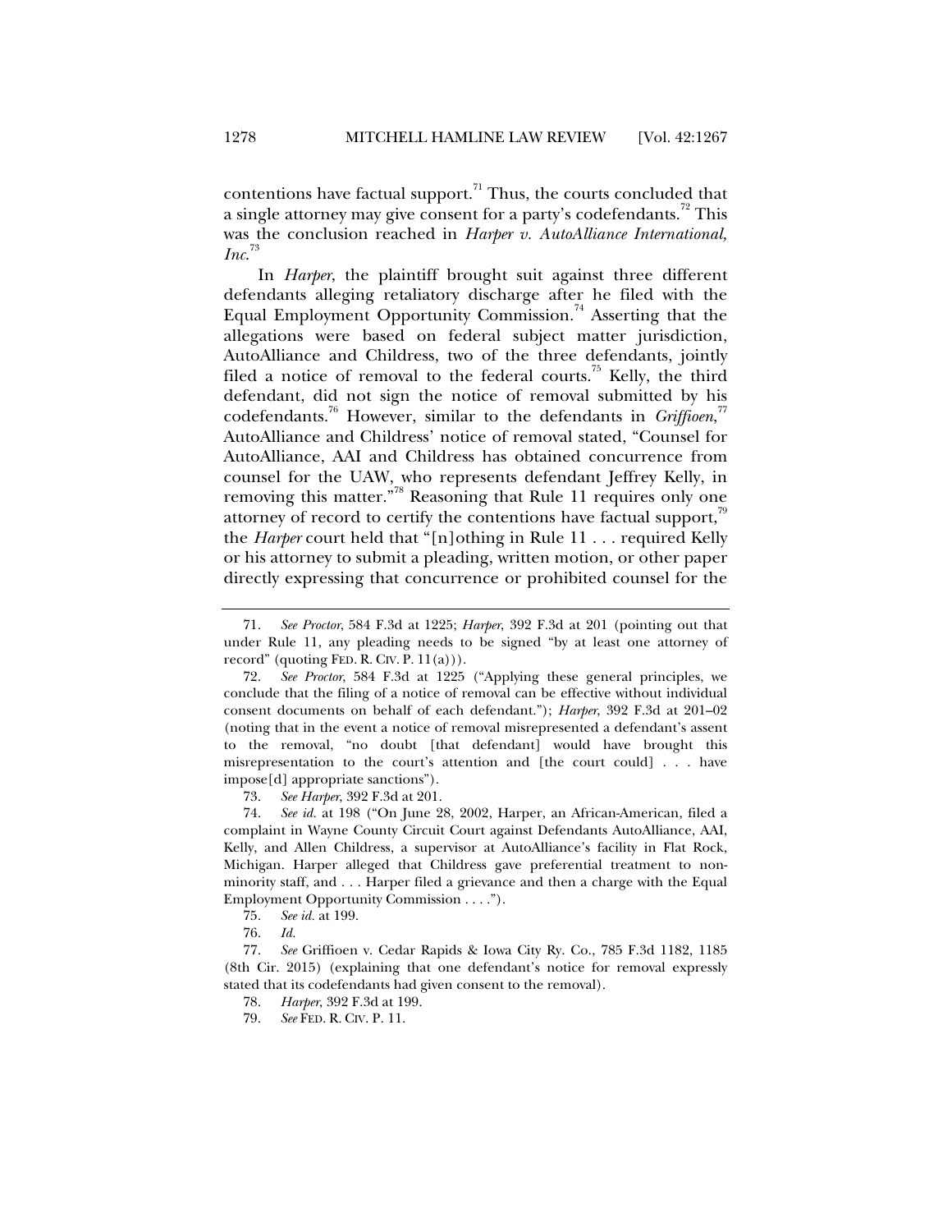contentions have factual support.[71] Thus, the courts concluded that a single attorney may give consent for a party's codefendants.[72] This was the conclusion reached in *Harper v. AutoAlliance International, Inc.*[73]

In *Harper*, the plaintiff brought suit against three different defendants alleging retaliatory discharge after he filed with the Equal Employment Opportunity Commission.[74] Asserting that the allegations were based on federal subject matter jurisdiction, AutoAlliance and Childress, two of the three defendants, jointly filed a notice of removal to the federal courts.[75] Kelly, the third defendant, did not sign the notice of removal submitted by his codefendants.[76] However, similar to the defendants in *Griffioen*,[77] AutoAlliance and Childress' notice of removal stated, "Counsel for AutoAlliance, AAI and Childress has obtained concurrence from counsel for the UAW, who represents defendant Jeffrey Kelly, in removing this matter."[78] Reasoning that Rule 11 requires only one attorney of record to certify the contentions have factual support,[79] the *Harper* court held that "[n]othing in Rule 11 . . . required Kelly or his attorney to submit a pleading, written motion, or other paper directly expressing that concurrence or prohibited counsel for the

---

71. *See Proctor*, 584 F.3d at 1225; *Harper*, 392 F.3d at 201 (pointing out that under Rule 11, any pleading needs to be signed "by at least one attorney of record" (quoting FED. R. CIV. P. 11(a))).

72. *See Proctor*, 584 F.3d at 1225 ("Applying these general principles, we conclude that the filing of a notice of removal can be effective without individual consent documents on behalf of each defendant."); *Harper*, 392 F.3d at 201–02 (noting that in the event a notice of removal misrepresented a defendant's assent to the removal, "no doubt [that defendant] would have brought this misrepresentation to the court's attention and [the court could] . . . have impose[d] appropriate sanctions").

73. *See Harper*, 392 F.3d at 201.

74. *See id.* at 198 ("On June 28, 2002, Harper, an African-American, filed a complaint in Wayne County Circuit Court against Defendants AutoAlliance, AAI, Kelly, and Allen Childress, a supervisor at AutoAlliance's facility in Flat Rock, Michigan. Harper alleged that Childress gave preferential treatment to non-minority staff, and . . . Harper filed a grievance and then a charge with the Equal Employment Opportunity Commission . . . .").

75. *See id.* at 199.

76. *Id.*

77. *See* Griffioen v. Cedar Rapids & Iowa City Ry. Co., 785 F.3d 1182, 1185 (8th Cir. 2015) (explaining that one defendant's notice for removal expressly stated that its codefendants had given consent to the removal).

78. *Harper*, 392 F.3d at 199.

79. *See* FED. R. CIV. P. 11.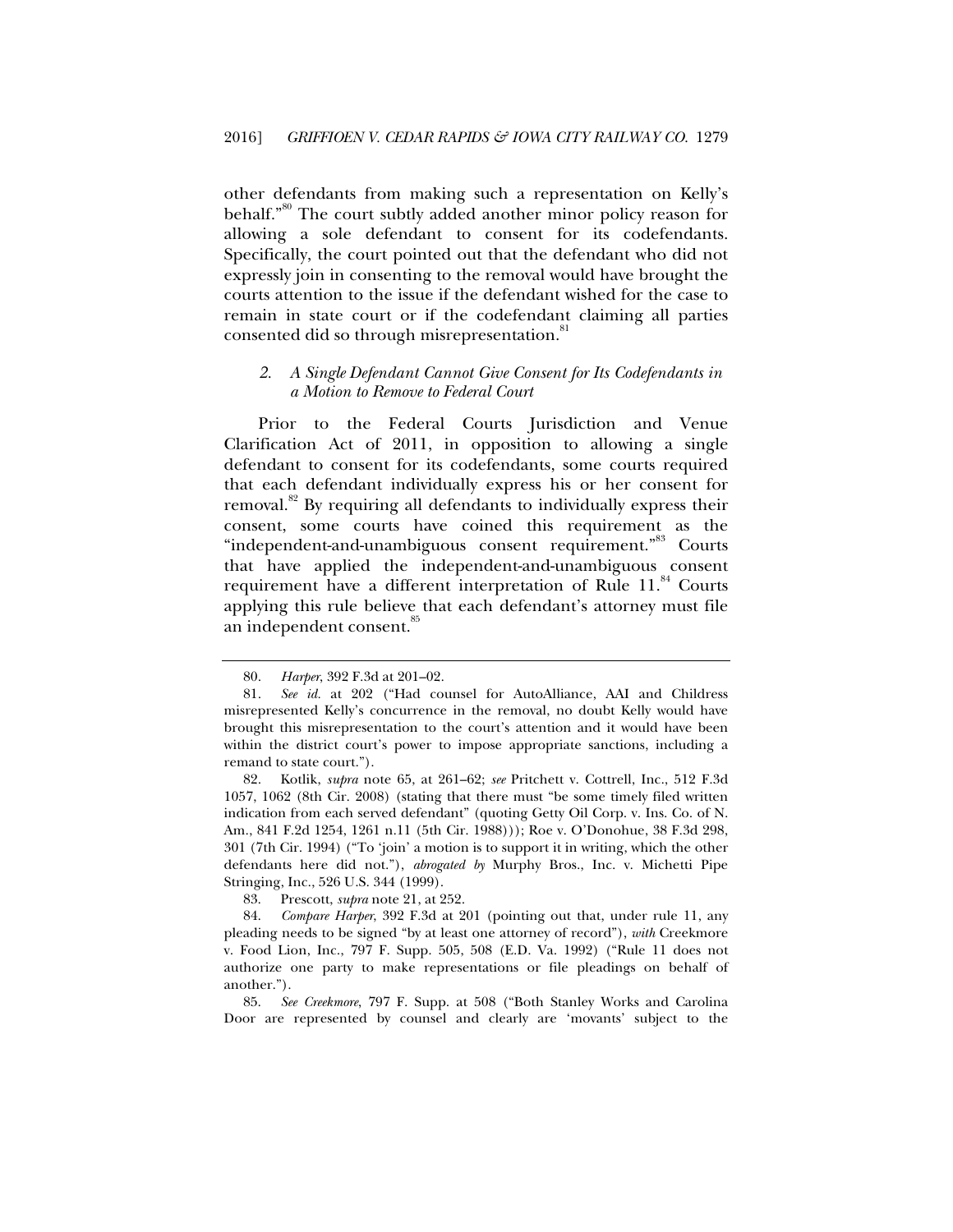other defendants from making such a representation on Kelly's behalf."[80] The court subtly added another minor policy reason for allowing a sole defendant to consent for its codefendants. Specifically, the court pointed out that the defendant who did not expressly join in consenting to the removal would have brought the courts attention to the issue if the defendant wished for the case to remain in state court or if the codefendant claiming all parties consented did so through misrepresentation.[81]

### *2. A Single Defendant Cannot Give Consent for Its Codefendants in a Motion to Remove to Federal Court*

Prior to the Federal Courts Jurisdiction and Venue Clarification Act of 2011, in opposition to allowing a single defendant to consent for its codefendants, some courts required that each defendant individually express his or her consent for removal.[82] By requiring all defendants to individually express their consent, some courts have coined this requirement as the "independent-and-unambiguous consent requirement."[83] Courts that have applied the independent-and-unambiguous consent requirement have a different interpretation of Rule 11.[84] Courts applying this rule believe that each defendant's attorney must file an independent consent.[85]

---

80. *Harper*, 392 F.3d at 201–02.

81. *See id.* at 202 ("Had counsel for AutoAlliance, AAI and Childress misrepresented Kelly's concurrence in the removal, no doubt Kelly would have brought this misrepresentation to the court's attention and it would have been within the district court's power to impose appropriate sanctions, including a remand to state court.").

82. Kotlik, *supra* note 65, at 261–62; *see* Pritchett v. Cottrell, Inc., 512 F.3d 1057, 1062 (8th Cir. 2008) (stating that there must "be some timely filed written indication from each served defendant" (quoting Getty Oil Corp. v. Ins. Co. of N. Am., 841 F.2d 1254, 1261 n.11 (5th Cir. 1988))); Roe v. O'Donohue, 38 F.3d 298, 301 (7th Cir. 1994) ("To 'join' a motion is to support it in writing, which the other defendants here did not."), *abrogated by* Murphy Bros., Inc. v. Michetti Pipe Stringing, Inc., 526 U.S. 344 (1999).

83. Prescott, *supra* note 21, at 252.

84. *Compare Harper*, 392 F.3d at 201 (pointing out that, under rule 11, any pleading needs to be signed "by at least one attorney of record"), *with* Creekmore v. Food Lion, Inc., 797 F. Supp. 505, 508 (E.D. Va. 1992) ("Rule 11 does not authorize one party to make representations or file pleadings on behalf of another.").

85. *See Creekmore*, 797 F. Supp. at 508 ("Both Stanley Works and Carolina Door are represented by counsel and clearly are 'movants' subject to the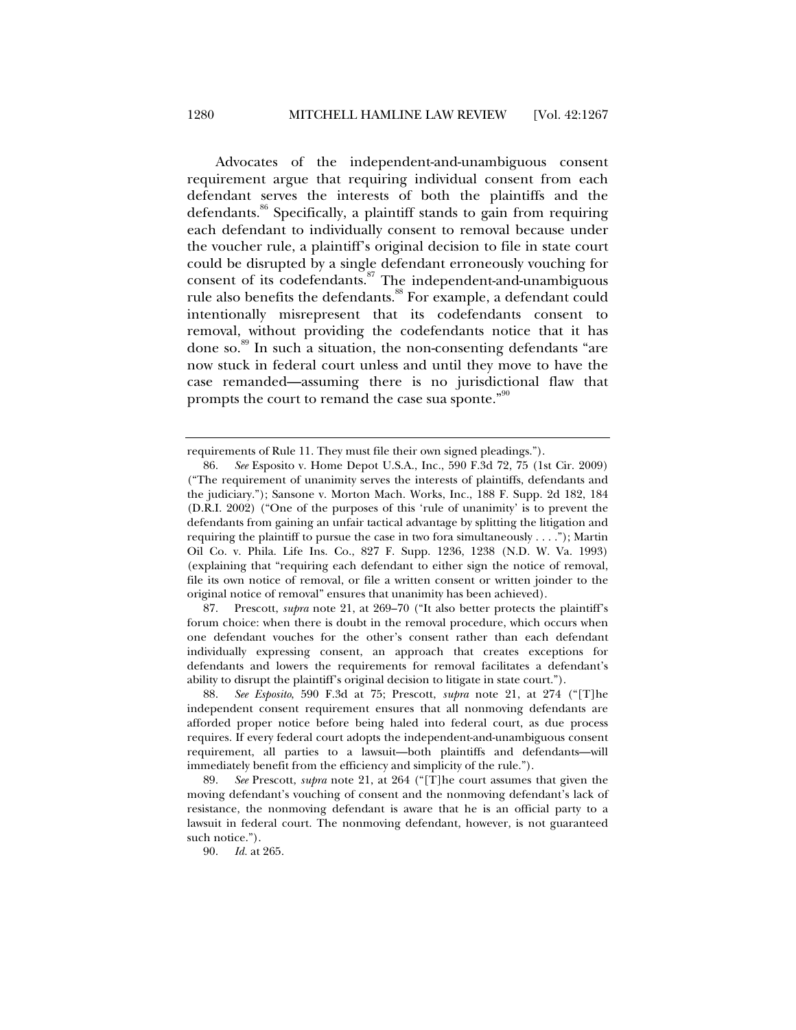Advocates of the independent-and-unambiguous consent requirement argue that requiring individual consent from each defendant serves the interests of both the plaintiffs and the defendants.[86] Specifically, a plaintiff stands to gain from requiring each defendant to individually consent to removal because under the voucher rule, a plaintiff's original decision to file in state court could be disrupted by a single defendant erroneously vouching for consent of its codefendants.[87] The independent-and-unambiguous rule also benefits the defendants.[88] For example, a defendant could intentionally misrepresent that its codefendants consent to removal, without providing the codefendants notice that it has done so.[89] In such a situation, the non-consenting defendants "are now stuck in federal court unless and until they move to have the case remanded—assuming there is no jurisdictional flaw that prompts the court to remand the case sua sponte."[90]

---

requirements of Rule 11. They must file their own signed pleadings.").

86. *See* Esposito v. Home Depot U.S.A., Inc., 590 F.3d 72, 75 (1st Cir. 2009) ("The requirement of unanimity serves the interests of plaintiffs, defendants and the judiciary."); Sansone v. Morton Mach. Works, Inc., 188 F. Supp. 2d 182, 184 (D.R.I. 2002) ("One of the purposes of this 'rule of unanimity' is to prevent the defendants from gaining an unfair tactical advantage by splitting the litigation and requiring the plaintiff to pursue the case in two fora simultaneously . . . ."); Martin Oil Co. v. Phila. Life Ins. Co., 827 F. Supp. 1236, 1238 (N.D. W. Va. 1993) (explaining that "requiring each defendant to either sign the notice of removal, file its own notice of removal, or file a written consent or written joinder to the original notice of removal" ensures that unanimity has been achieved).

87. Prescott, *supra* note 21, at 269–70 ("It also better protects the plaintiff's forum choice: when there is doubt in the removal procedure, which occurs when one defendant vouches for the other's consent rather than each defendant individually expressing consent, an approach that creates exceptions for defendants and lowers the requirements for removal facilitates a defendant's ability to disrupt the plaintiff's original decision to litigate in state court.").

88. *See Esposito*, 590 F.3d at 75; Prescott, *supra* note 21, at 274 ("[T]he independent consent requirement ensures that all nonmoving defendants are afforded proper notice before being haled into federal court, as due process requires. If every federal court adopts the independent-and-unambiguous consent requirement, all parties to a lawsuit—both plaintiffs and defendants—will immediately benefit from the efficiency and simplicity of the rule.").

89. *See* Prescott, *supra* note 21, at 264 ("[T]he court assumes that given the moving defendant's vouching of consent and the nonmoving defendant's lack of resistance, the nonmoving defendant is aware that he is an official party to a lawsuit in federal court. The nonmoving defendant, however, is not guaranteed such notice.").

90. *Id.* at 265.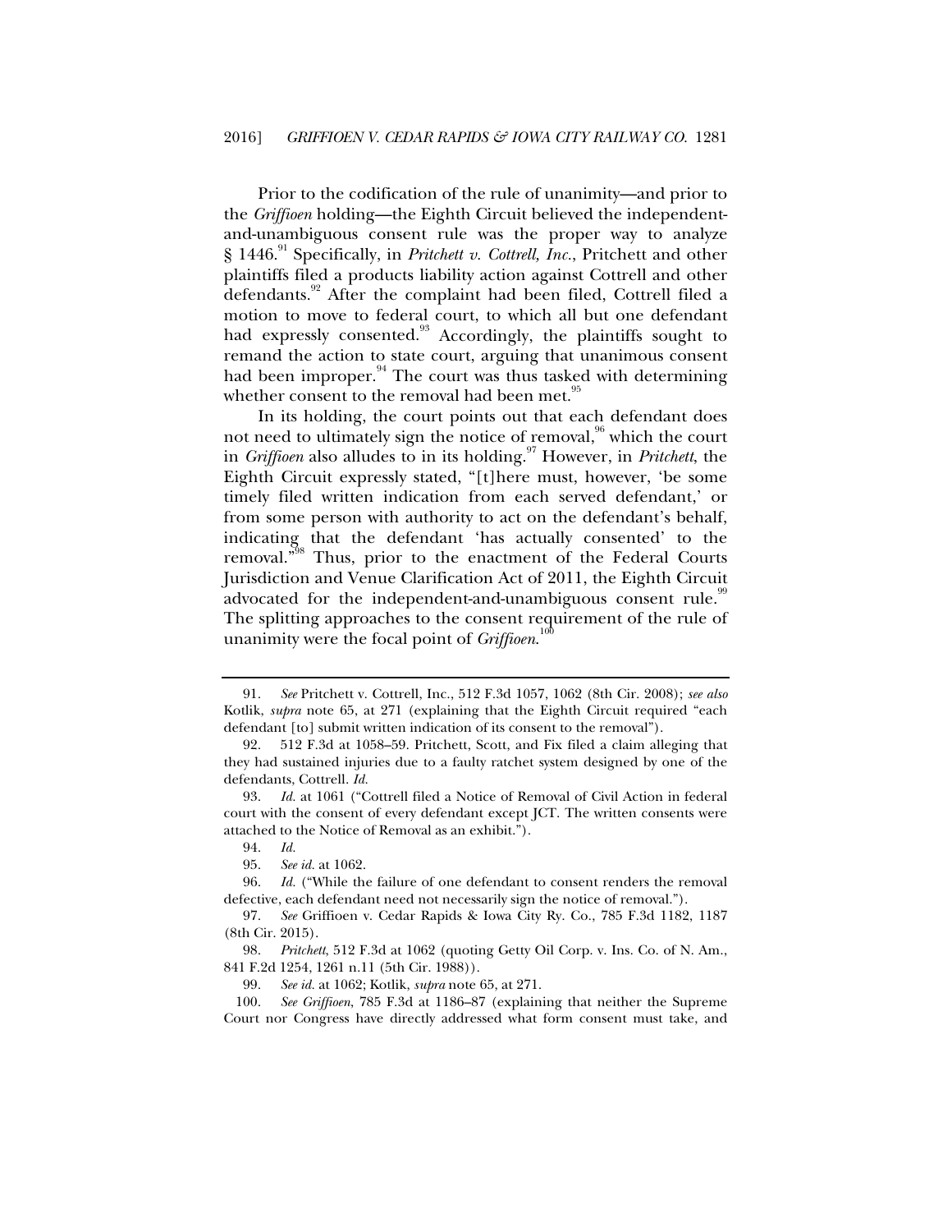Prior to the codification of the rule of unanimity—and prior to the *Griffioen* holding—the Eighth Circuit believed the independent-and-unambiguous consent rule was the proper way to analyze § 1446.[91] Specifically, in *Pritchett v. Cottrell, Inc.*, Pritchett and other plaintiffs filed a products liability action against Cottrell and other defendants.[92] After the complaint had been filed, Cottrell filed a motion to move to federal court, to which all but one defendant had expressly consented.[93] Accordingly, the plaintiffs sought to remand the action to state court, arguing that unanimous consent had been improper.[94] The court was thus tasked with determining whether consent to the removal had been met.[95]

In its holding, the court points out that each defendant does not need to ultimately sign the notice of removal,[96] which the court in *Griffioen* also alludes to in its holding.[97] However, in *Pritchett*, the Eighth Circuit expressly stated, "[t]here must, however, 'be some timely filed written indication from each served defendant,' or from some person with authority to act on the defendant's behalf, indicating that the defendant 'has actually consented' to the removal."[98] Thus, prior to the enactment of the Federal Courts Jurisdiction and Venue Clarification Act of 2011, the Eighth Circuit advocated for the independent-and-unambiguous consent rule.[99] The splitting approaches to the consent requirement of the rule of unanimity were the focal point of *Griffioen*.[100]

---

91. *See* Pritchett v. Cottrell, Inc., 512 F.3d 1057, 1062 (8th Cir. 2008); *see also* Kotlik, *supra* note 65, at 271 (explaining that the Eighth Circuit required "each defendant [to] submit written indication of its consent to the removal").

92. 512 F.3d at 1058–59. Pritchett, Scott, and Fix filed a claim alleging that they had sustained injuries due to a faulty ratchet system designed by one of the defendants, Cottrell. *Id.*

93. *Id.* at 1061 ("Cottrell filed a Notice of Removal of Civil Action in federal court with the consent of every defendant except JCT. The written consents were attached to the Notice of Removal as an exhibit.").

94. *Id.*

95. *See id.* at 1062.

96. *Id.* ("While the failure of one defendant to consent renders the removal defective, each defendant need not necessarily sign the notice of removal.").

97. *See* Griffioen v. Cedar Rapids & Iowa City Ry. Co., 785 F.3d 1182, 1187 (8th Cir. 2015).

98. *Pritchett*, 512 F.3d at 1062 (quoting Getty Oil Corp. v. Ins. Co. of N. Am., 841 F.2d 1254, 1261 n.11 (5th Cir. 1988)).

99. *See id.* at 1062; Kotlik, *supra* note 65, at 271.

100. *See Griffioen*, 785 F.3d at 1186–87 (explaining that neither the Supreme Court nor Congress have directly addressed what form consent must take, and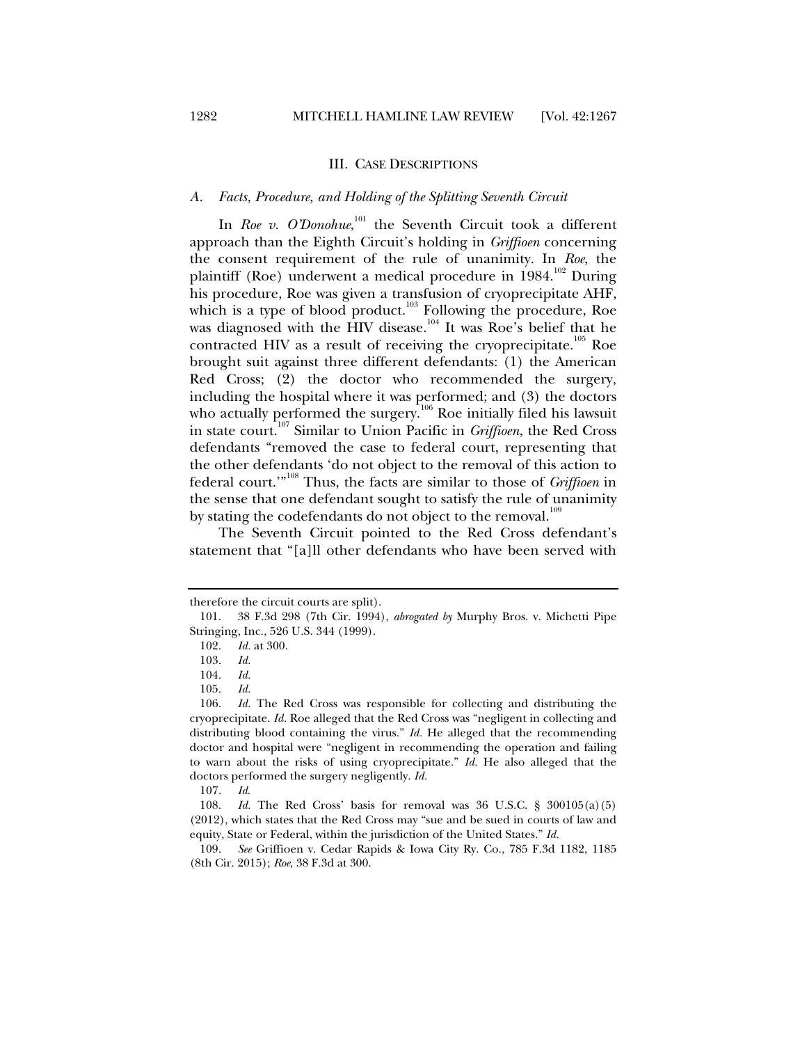## III. CASE DESCRIPTIONS

### *A. Facts, Procedure, and Holding of the Splitting Seventh Circuit*

In *Roe v. O'Donohue*,[101] the Seventh Circuit took a different approach than the Eighth Circuit's holding in *Griffioen* concerning the consent requirement of the rule of unanimity. In *Roe*, the plaintiff (Roe) underwent a medical procedure in 1984.[102] During his procedure, Roe was given a transfusion of cryoprecipitate AHF, which is a type of blood product.[103] Following the procedure, Roe was diagnosed with the HIV disease.[104] It was Roe's belief that he contracted HIV as a result of receiving the cryoprecipitate.[105] Roe brought suit against three different defendants: (1) the American Red Cross; (2) the doctor who recommended the surgery, including the hospital where it was performed; and (3) the doctors who actually performed the surgery.[106] Roe initially filed his lawsuit in state court.[107] Similar to Union Pacific in *Griffioen*, the Red Cross defendants "removed the case to federal court, representing that the other defendants 'do not object to the removal of this action to federal court.'"[108] Thus, the facts are similar to those of *Griffioen* in the sense that one defendant sought to satisfy the rule of unanimity by stating the codefendants do not object to the removal.[109]

The Seventh Circuit pointed to the Red Cross defendant's statement that "[a]ll other defendants who have been served with

---

therefore the circuit courts are split).

101. 38 F.3d 298 (7th Cir. 1994), *abrogated by* Murphy Bros. v. Michetti Pipe Stringing, Inc., 526 U.S. 344 (1999).

102. *Id.* at 300.

103. *Id.*

104. *Id.*

105. *Id.*

106. *Id.* The Red Cross was responsible for collecting and distributing the cryoprecipitate. *Id.* Roe alleged that the Red Cross was "negligent in collecting and distributing blood containing the virus." *Id.* He alleged that the recommending doctor and hospital were "negligent in recommending the operation and failing to warn about the risks of using cryoprecipitate." *Id.* He also alleged that the doctors performed the surgery negligently. *Id.*

107. *Id.*

108. *Id.* The Red Cross' basis for removal was 36 U.S.C. § 300105(a)(5) (2012), which states that the Red Cross may "sue and be sued in courts of law and equity, State or Federal, within the jurisdiction of the United States." *Id.*

109. *See* Griffioen v. Cedar Rapids & Iowa City Ry. Co., 785 F.3d 1182, 1185 (8th Cir. 2015); *Roe*, 38 F.3d at 300.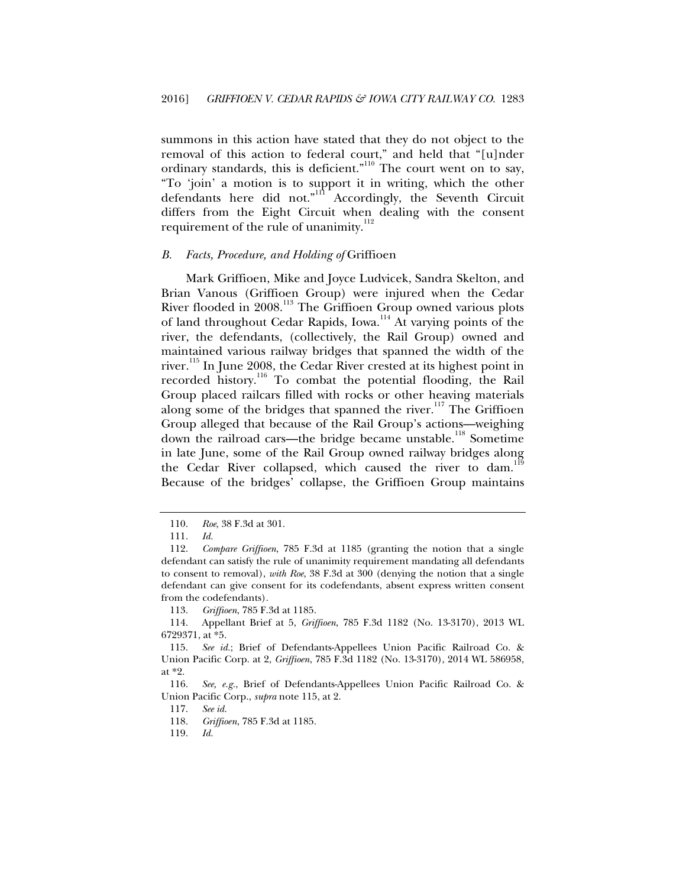summons in this action have stated that they do not object to the removal of this action to federal court," and held that "[u]nder ordinary standards, this is deficient."[110] The court went on to say, "To 'join' a motion is to support it in writing, which the other defendants here did not."[111] Accordingly, the Seventh Circuit differs from the Eight Circuit when dealing with the consent requirement of the rule of unanimity.[112]

### *B. Facts, Procedure, and Holding of* Griffioen

Mark Griffioen, Mike and Joyce Ludvicek, Sandra Skelton, and Brian Vanous (Griffioen Group) were injured when the Cedar River flooded in 2008.[113] The Griffioen Group owned various plots of land throughout Cedar Rapids, Iowa.[114] At varying points of the river, the defendants, (collectively, the Rail Group) owned and maintained various railway bridges that spanned the width of the river.[115] In June 2008, the Cedar River crested at its highest point in recorded history.[116] To combat the potential flooding, the Rail Group placed railcars filled with rocks or other heaving materials along some of the bridges that spanned the river.[117] The Griffioen Group alleged that because of the Rail Group's actions—weighing down the railroad cars—the bridge became unstable.[118] Sometime in late June, some of the Rail Group owned railway bridges along the Cedar River collapsed, which caused the river to dam.[119] Because of the bridges' collapse, the Griffioen Group maintains

---

110. *Roe*, 38 F.3d at 301.

111. *Id.*

112. *Compare Griffioen*, 785 F.3d at 1185 (granting the notion that a single defendant can satisfy the rule of unanimity requirement mandating all defendants to consent to removal), *with Roe*, 38 F.3d at 300 (denying the notion that a single defendant can give consent for its codefendants, absent express written consent from the codefendants).

113. *Griffioen*, 785 F.3d at 1185.

114. Appellant Brief at 5, *Griffioen*, 785 F.3d 1182 (No. 13-3170), 2013 WL 6729371, at *5.

115. *See id.*; Brief of Defendants-Appellees Union Pacific Railroad Co. & Union Pacific Corp. at 2, *Griffioen*, 785 F.3d 1182 (No. 13-3170), 2014 WL 586958, at *2.

116. *See, e.g.*, Brief of Defendants-Appellees Union Pacific Railroad Co. & Union Pacific Corp., *supra* note 115, at 2.

117. *See id.*

118. *Griffioen*, 785 F.3d at 1185.

119. *Id.*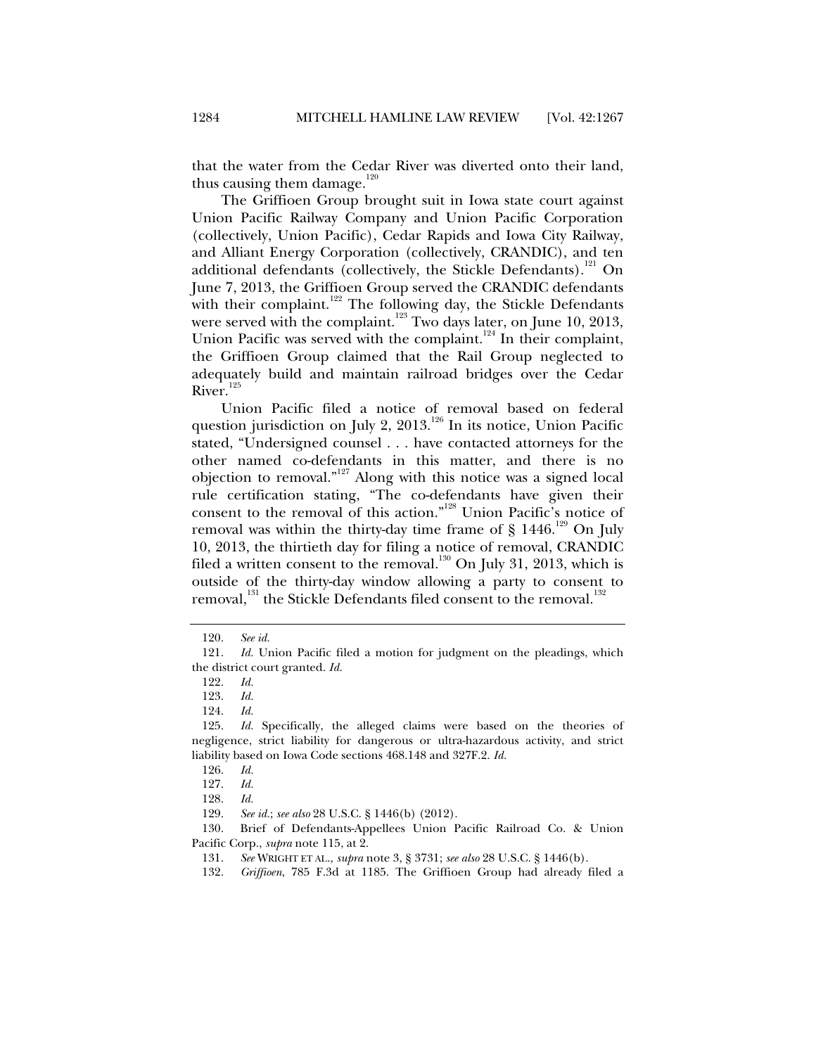that the water from the Cedar River was diverted onto their land, thus causing them damage.[120]

The Griffioen Group brought suit in Iowa state court against Union Pacific Railway Company and Union Pacific Corporation (collectively, Union Pacific), Cedar Rapids and Iowa City Railway, and Alliant Energy Corporation (collectively, CRANDIC), and ten additional defendants (collectively, the Stickle Defendants).[121] On June 7, 2013, the Griffioen Group served the CRANDIC defendants with their complaint.[122] The following day, the Stickle Defendants were served with the complaint.[123] Two days later, on June 10, 2013, Union Pacific was served with the complaint.[124] In their complaint, the Griffioen Group claimed that the Rail Group neglected to adequately build and maintain railroad bridges over the Cedar River.[125]

Union Pacific filed a notice of removal based on federal question jurisdiction on July 2, 2013.[126] In its notice, Union Pacific stated, "Undersigned counsel . . . have contacted attorneys for the other named co-defendants in this matter, and there is no objection to removal."[127] Along with this notice was a signed local rule certification stating, "The co-defendants have given their consent to the removal of this action."[128] Union Pacific's notice of removal was within the thirty-day time frame of § 1446.[129] On July 10, 2013, the thirtieth day for filing a notice of removal, CRANDIC filed a written consent to the removal.[130] On July 31, 2013, which is outside of the thirty-day window allowing a party to consent to removal,[131] the Stickle Defendants filed consent to the removal.[132]

---

120. *See id.*

121. *Id.* Union Pacific filed a motion for judgment on the pleadings, which the district court granted. *Id.*

122. *Id.*

123. *Id.*

124. *Id.*

125. *Id.* Specifically, the alleged claims were based on the theories of negligence, strict liability for dangerous or ultra-hazardous activity, and strict liability based on Iowa Code sections 468.148 and 327F.2. *Id.*

126. *Id.*

127. *Id.*

128. *Id.*

129. *See id.*; *see also* 28 U.S.C. § 1446(b) (2012).

130. Brief of Defendants-Appellees Union Pacific Railroad Co. & Union Pacific Corp., *supra* note 115, at 2.

131. *See* WRIGHT ET AL., *supra* note 3, § 3731; *see also* 28 U.S.C. § 1446(b).

132. *Griffioen*, 785 F.3d at 1185. The Griffioen Group had already filed a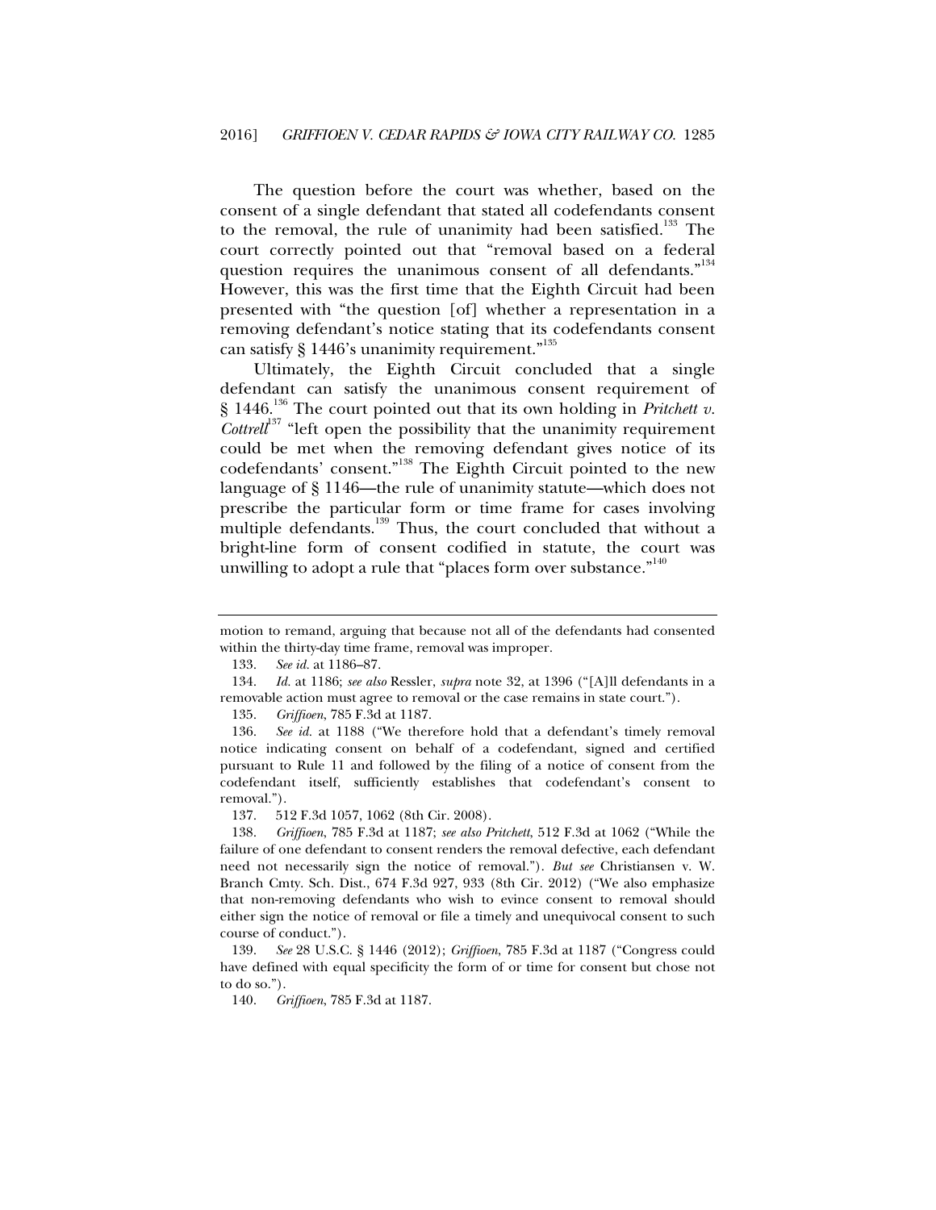The question before the court was whether, based on the consent of a single defendant that stated all codefendants consent to the removal, the rule of unanimity had been satisfied.[133] The court correctly pointed out that "removal based on a federal question requires the unanimous consent of all defendants."[134] However, this was the first time that the Eighth Circuit had been presented with "the question [of] whether a representation in a removing defendant's notice stating that its codefendants consent can satisfy § 1446's unanimity requirement."[135]

Ultimately, the Eighth Circuit concluded that a single defendant can satisfy the unanimous consent requirement of § 1446.[136] The court pointed out that its own holding in *Pritchett v. Cottrell*[137] "left open the possibility that the unanimity requirement could be met when the removing defendant gives notice of its codefendants' consent."[138] The Eighth Circuit pointed to the new language of § 1146—the rule of unanimity statute—which does not prescribe the particular form or time frame for cases involving multiple defendants.[139] Thus, the court concluded that without a bright-line form of consent codified in statute, the court was unwilling to adopt a rule that "places form over substance."[140]

---

motion to remand, arguing that because not all of the defendants had consented within the thirty-day time frame, removal was improper.

133. *See id.* at 1186–87.

134. *Id.* at 1186; *see also* Ressler, *supra* note 32, at 1396 ("[A]ll defendants in a removable action must agree to removal or the case remains in state court.").

135. *Griffioen*, 785 F.3d at 1187.

136. *See id.* at 1188 ("We therefore hold that a defendant's timely removal notice indicating consent on behalf of a codefendant, signed and certified pursuant to Rule 11 and followed by the filing of a notice of consent from the codefendant itself, sufficiently establishes that codefendant's consent to removal.").

137. 512 F.3d 1057, 1062 (8th Cir. 2008).

138. *Griffioen*, 785 F.3d at 1187; *see also Pritchett*, 512 F.3d at 1062 ("While the failure of one defendant to consent renders the removal defective, each defendant need not necessarily sign the notice of removal."). *But see* Christiansen v. W. Branch Cmty. Sch. Dist., 674 F.3d 927, 933 (8th Cir. 2012) ("We also emphasize that non-removing defendants who wish to evince consent to removal should either sign the notice of removal or file a timely and unequivocal consent to such course of conduct.").

139. *See* 28 U.S.C. § 1446 (2012); *Griffioen*, 785 F.3d at 1187 ("Congress could have defined with equal specificity the form of or time for consent but chose not to do so.").

140. *Griffioen*, 785 F.3d at 1187.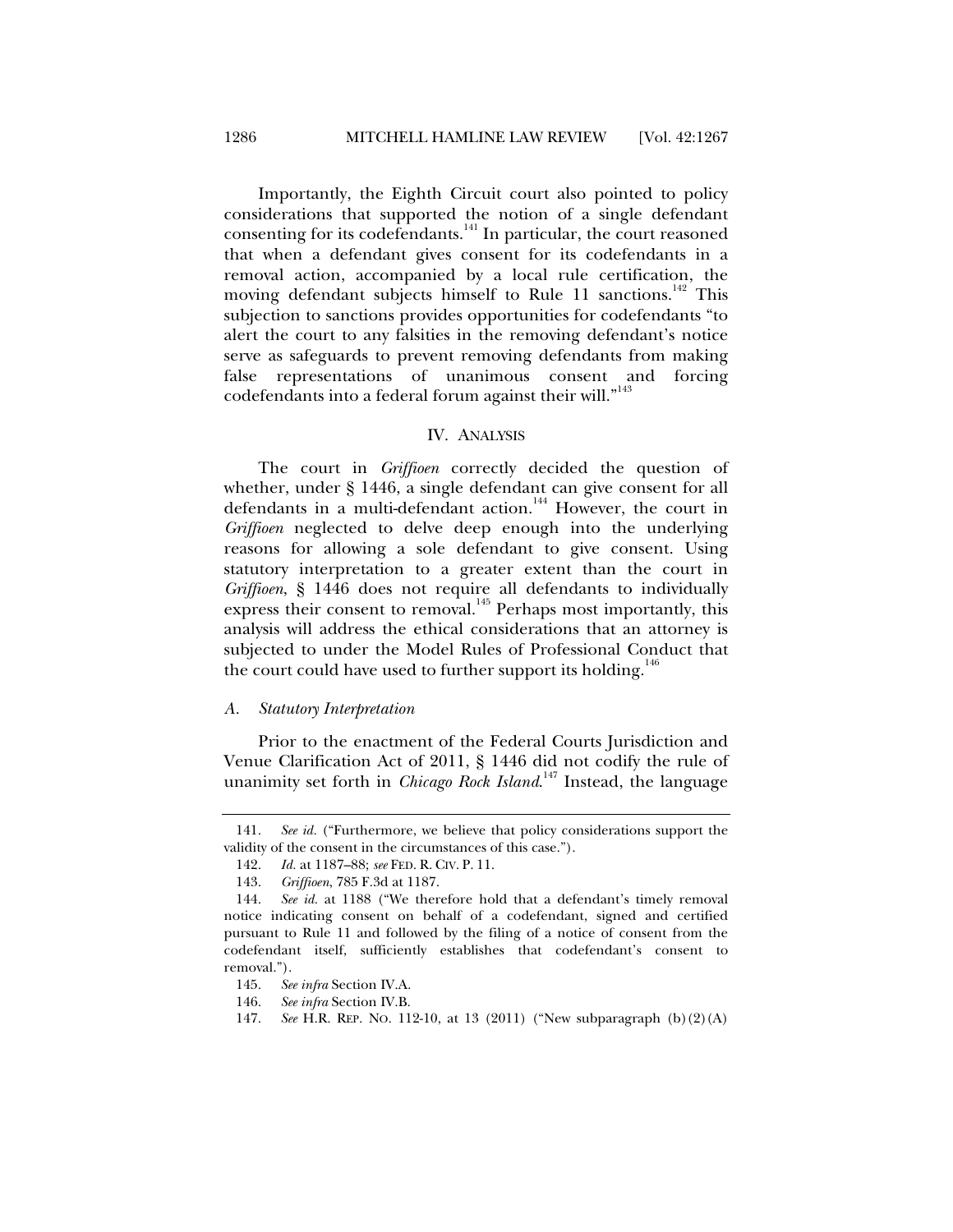Importantly, the Eighth Circuit court also pointed to policy considerations that supported the notion of a single defendant consenting for its codefendants.[141] In particular, the court reasoned that when a defendant gives consent for its codefendants in a removal action, accompanied by a local rule certification, the moving defendant subjects himself to Rule 11 sanctions.[142] This subjection to sanctions provides opportunities for codefendants "to alert the court to any falsities in the removing defendant's notice serve as safeguards to prevent removing defendants from making false representations of unanimous consent and forcing codefendants into a federal forum against their will."[143]

## IV. ANALYSIS

The court in *Griffioen* correctly decided the question of whether, under § 1446, a single defendant can give consent for all defendants in a multi-defendant action.[144] However, the court in *Griffioen* neglected to delve deep enough into the underlying reasons for allowing a sole defendant to give consent. Using statutory interpretation to a greater extent than the court in *Griffioen*, § 1446 does not require all defendants to individually express their consent to removal.[145] Perhaps most importantly, this analysis will address the ethical considerations that an attorney is subjected to under the Model Rules of Professional Conduct that the court could have used to further support its holding.[146]

### *A. Statutory Interpretation*

Prior to the enactment of the Federal Courts Jurisdiction and Venue Clarification Act of 2011, § 1446 did not codify the rule of unanimity set forth in *Chicago Rock Island*.[147] Instead, the language

---

141. *See id.* ("Furthermore, we believe that policy considerations support the validity of the consent in the circumstances of this case.").

142. *Id.* at 1187–88; *see* FED. R. CIV. P. 11.

143. *Griffioen*, 785 F.3d at 1187.

144. *See id.* at 1188 ("We therefore hold that a defendant's timely removal notice indicating consent on behalf of a codefendant, signed and certified pursuant to Rule 11 and followed by the filing of a notice of consent from the codefendant itself, sufficiently establishes that codefendant's consent to removal.").

145. *See infra* Section IV.A.

146. *See infra* Section IV.B.

147. *See* H.R. REP. NO. 112-10, at 13 (2011) ("New subparagraph (b)(2)(A)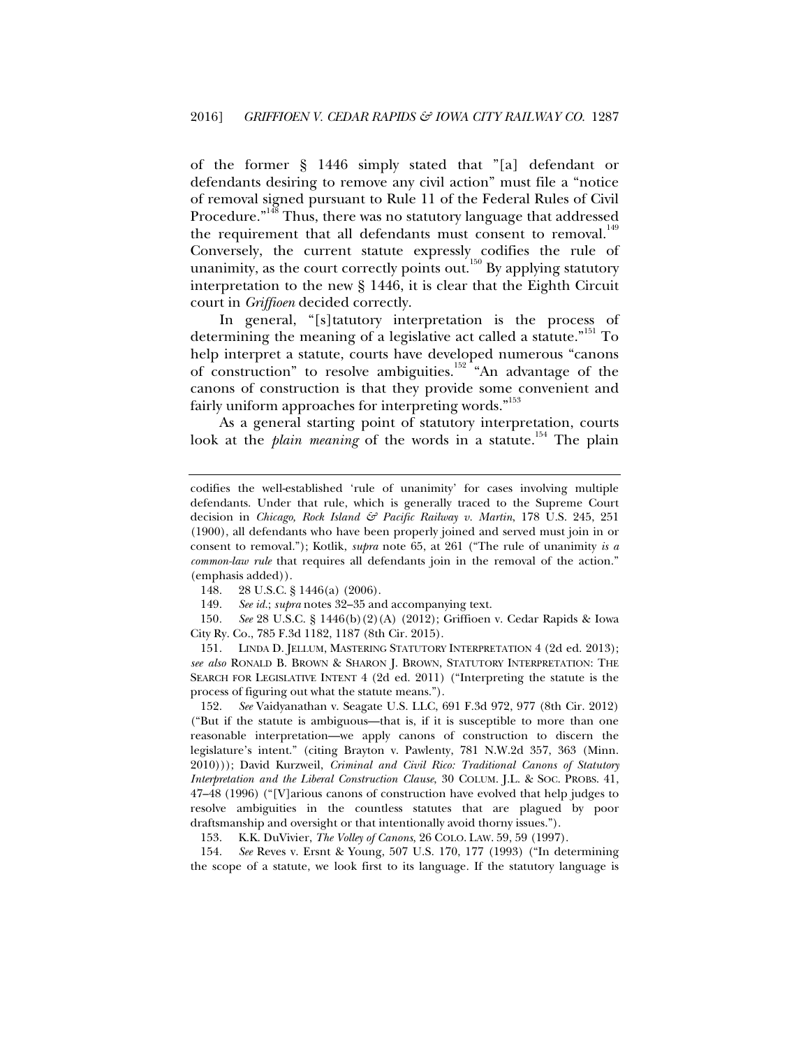of the former § 1446 simply stated that "[a] defendant or defendants desiring to remove any civil action" must file a "notice of removal signed pursuant to Rule 11 of the Federal Rules of Civil Procedure."[148] Thus, there was no statutory language that addressed the requirement that all defendants must consent to removal.[149] Conversely, the current statute expressly codifies the rule of unanimity, as the court correctly points out.[150] By applying statutory interpretation to the new § 1446, it is clear that the Eighth Circuit court in *Griffioen* decided correctly.

In general, "[s]tatutory interpretation is the process of determining the meaning of a legislative act called a statute."[151] To help interpret a statute, courts have developed numerous "canons of construction" to resolve ambiguities.[152] "An advantage of the canons of construction is that they provide some convenient and fairly uniform approaches for interpreting words."[153]

As a general starting point of statutory interpretation, courts look at the *plain meaning* of the words in a statute.[154] The plain

---

codifies the well-established 'rule of unanimity' for cases involving multiple defendants. Under that rule, which is generally traced to the Supreme Court decision in *Chicago, Rock Island & Pacific Railway v. Martin*, 178 U.S. 245, 251 (1900), all defendants who have been properly joined and served must join in or consent to removal."); Kotlik, *supra* note 65, at 261 ("The rule of unanimity *is a common-law rule* that requires all defendants join in the removal of the action." (emphasis added)).

148. 28 U.S.C. § 1446(a) (2006).

149. *See id.*; *supra* notes 32–35 and accompanying text.

150. *See* 28 U.S.C. § 1446(b)(2)(A) (2012); Griffioen v. Cedar Rapids & Iowa City Ry. Co., 785 F.3d 1182, 1187 (8th Cir. 2015).

151. LINDA D. JELLUM, MASTERING STATUTORY INTERPRETATION 4 (2d ed. 2013); *see also* RONALD B. BROWN & SHARON J. BROWN, STATUTORY INTERPRETATION: THE SEARCH FOR LEGISLATIVE INTENT 4 (2d ed. 2011) ("Interpreting the statute is the process of figuring out what the statute means.").

152. *See* Vaidyanathan v. Seagate U.S. LLC, 691 F.3d 972, 977 (8th Cir. 2012) ("But if the statute is ambiguous—that is, if it is susceptible to more than one reasonable interpretation—we apply canons of construction to discern the legislature's intent." (citing Brayton v. Pawlenty, 781 N.W.2d 357, 363 (Minn. 2010))); David Kurzweil, *Criminal and Civil Rico: Traditional Canons of Statutory Interpretation and the Liberal Construction Clause*, 30 COLUM. J.L. & SOC. PROBS. 41, 47–48 (1996) ("[V]arious canons of construction have evolved that help judges to resolve ambiguities in the countless statutes that are plagued by poor draftsmanship and oversight or that intentionally avoid thorny issues.").

153. K.K. DuVivier, *The Volley of Canons*, 26 COLO. LAW. 59, 59 (1997).

154. *See* Reves v. Ersnt & Young, 507 U.S. 170, 177 (1993) ("In determining the scope of a statute, we look first to its language. If the statutory language is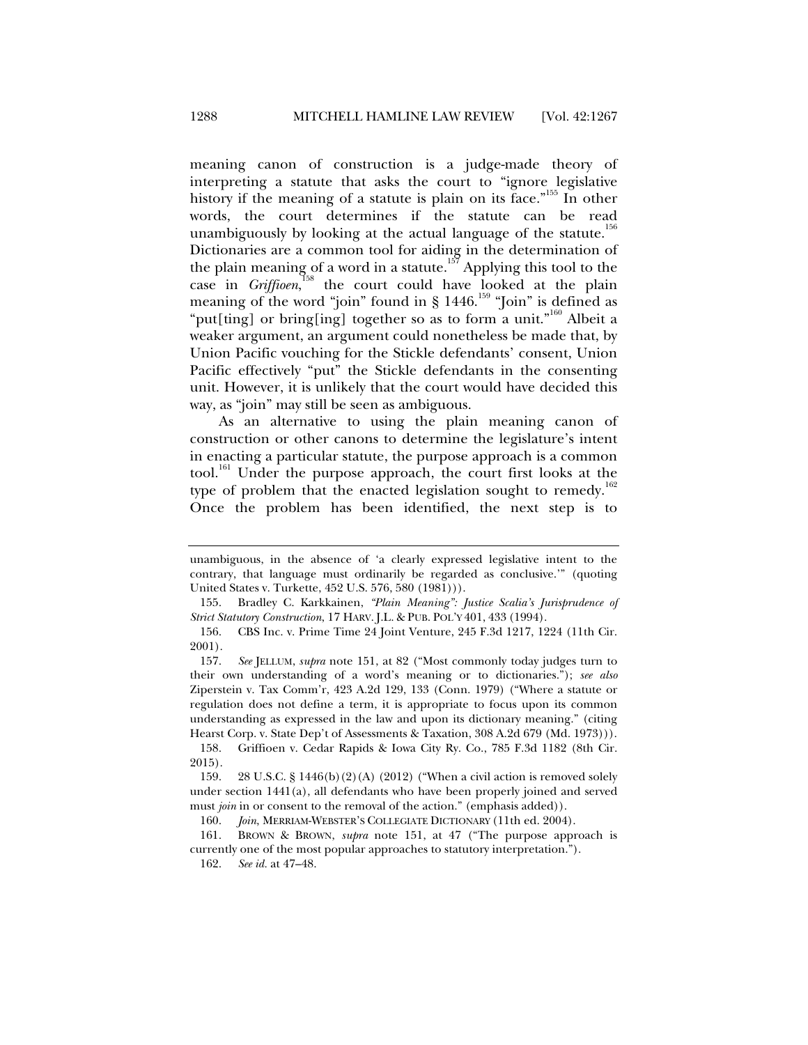meaning canon of construction is a judge-made theory of interpreting a statute that asks the court to "ignore legislative history if the meaning of a statute is plain on its face."[155] In other words, the court determines if the statute can be read unambiguously by looking at the actual language of the statute.[156] Dictionaries are a common tool for aiding in the determination of the plain meaning of a word in a statute.[157] Applying this tool to the case in *Griffioen*,[158] the court could have looked at the plain meaning of the word "join" found in § 1446.[159] "Join" is defined as "put[ting] or bring[ing] together so as to form a unit."[160] Albeit a weaker argument, an argument could nonetheless be made that, by Union Pacific vouching for the Stickle defendants' consent, Union Pacific effectively "put" the Stickle defendants in the consenting unit. However, it is unlikely that the court would have decided this way, as "join" may still be seen as ambiguous.

As an alternative to using the plain meaning canon of construction or other canons to determine the legislature's intent in enacting a particular statute, the purpose approach is a common tool.[161] Under the purpose approach, the court first looks at the type of problem that the enacted legislation sought to remedy.[162] Once the problem has been identified, the next step is to

---

unambiguous, in the absence of 'a clearly expressed legislative intent to the contrary, that language must ordinarily be regarded as conclusive.'" (quoting United States v. Turkette, 452 U.S. 576, 580 (1981))).

155. Bradley C. Karkkainen, *"Plain Meaning": Justice Scalia's Jurisprudence of Strict Statutory Construction*, 17 HARV. J.L. & PUB. POL'Y 401, 433 (1994).

156. CBS Inc. v. Prime Time 24 Joint Venture, 245 F.3d 1217, 1224 (11th Cir. 2001).

157. *See* JELLUM, *supra* note 151, at 82 ("Most commonly today judges turn to their own understanding of a word's meaning or to dictionaries."); *see also* Ziperstein v. Tax Comm'r, 423 A.2d 129, 133 (Conn. 1979) ("Where a statute or regulation does not define a term, it is appropriate to focus upon its common understanding as expressed in the law and upon its dictionary meaning." (citing Hearst Corp. v. State Dep't of Assessments & Taxation, 308 A.2d 679 (Md. 1973))).

158. Griffioen v. Cedar Rapids & Iowa City Ry. Co., 785 F.3d 1182 (8th Cir. 2015).

159. 28 U.S.C. § 1446(b)(2)(A) (2012) ("When a civil action is removed solely under section 1441(a), all defendants who have been properly joined and served must *join* in or consent to the removal of the action." (emphasis added)).

160. *Join*, MERRIAM-WEBSTER'S COLLEGIATE DICTIONARY (11th ed. 2004).

161. BROWN & BROWN, *supra* note 151, at 47 ("The purpose approach is currently one of the most popular approaches to statutory interpretation.").

162. *See id.* at 47–48.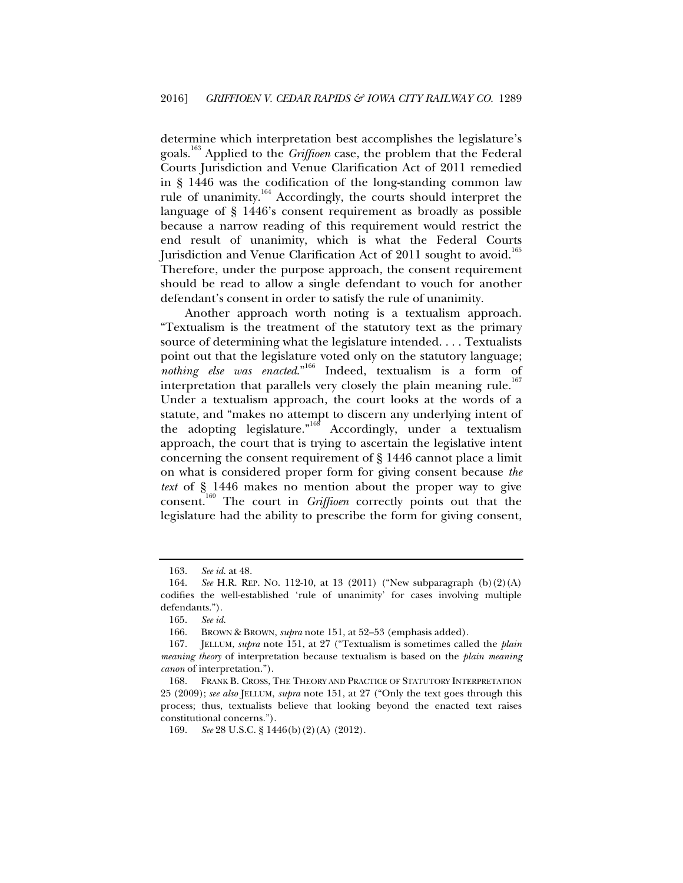determine which interpretation best accomplishes the legislature's goals.[163] Applied to the *Griffioen* case, the problem that the Federal Courts Jurisdiction and Venue Clarification Act of 2011 remedied in § 1446 was the codification of the long-standing common law rule of unanimity.[164] Accordingly, the courts should interpret the language of § 1446's consent requirement as broadly as possible because a narrow reading of this requirement would restrict the end result of unanimity, which is what the Federal Courts Jurisdiction and Venue Clarification Act of 2011 sought to avoid.[165] Therefore, under the purpose approach, the consent requirement should be read to allow a single defendant to vouch for another defendant's consent in order to satisfy the rule of unanimity.

Another approach worth noting is a textualism approach. "Textualism is the treatment of the statutory text as the primary source of determining what the legislature intended. . . . Textualists point out that the legislature voted only on the statutory language; *nothing else was enacted*."[166] Indeed, textualism is a form of interpretation that parallels very closely the plain meaning rule.[167] Under a textualism approach, the court looks at the words of a statute, and "makes no attempt to discern any underlying intent of the adopting legislature."[168] Accordingly, under a textualism approach, the court that is trying to ascertain the legislative intent concerning the consent requirement of § 1446 cannot place a limit on what is considered proper form for giving consent because *the text* of § 1446 makes no mention about the proper way to give consent.[169] The court in *Griffioen* correctly points out that the legislature had the ability to prescribe the form for giving consent,

---

163. *See id.* at 48.

164. *See* H.R. REP. NO. 112-10, at 13 (2011) ("New subparagraph (b)(2)(A) codifies the well-established 'rule of unanimity' for cases involving multiple defendants.").

165. *See id.*

166. BROWN & BROWN, *supra* note 151, at 52–53 (emphasis added).

167. JELLUM, *supra* note 151, at 27 ("Textualism is sometimes called the *plain meaning theory* of interpretation because textualism is based on the *plain meaning canon* of interpretation.").

168. FRANK B. CROSS, THE THEORY AND PRACTICE OF STATUTORY INTERPRETATION 25 (2009); *see also* JELLUM, *supra* note 151, at 27 ("Only the text goes through this process; thus, textualists believe that looking beyond the enacted text raises constitutional concerns.").

169. *See* 28 U.S.C. § 1446(b)(2)(A) (2012).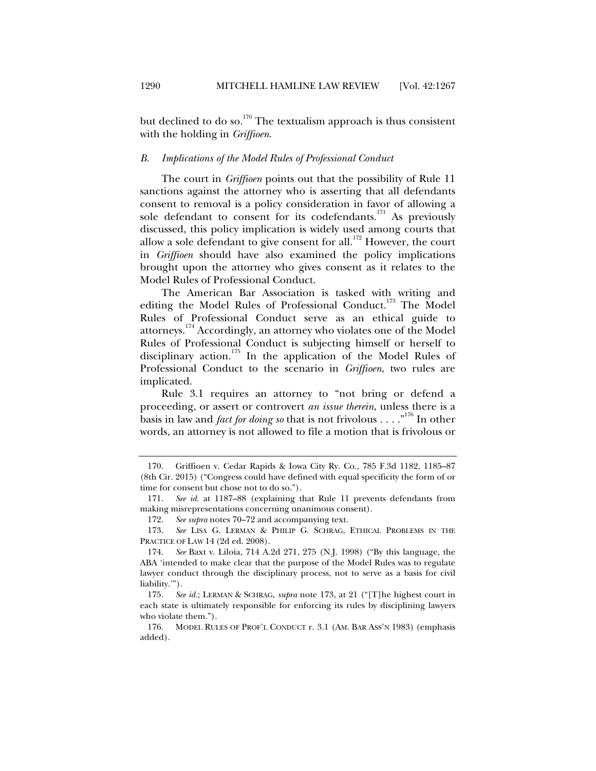but declined to do so.[170] The textualism approach is thus consistent with the holding in *Griffioen*.

### *B. Implications of the Model Rules of Professional Conduct*

The court in *Griffioen* points out that the possibility of Rule 11 sanctions against the attorney who is asserting that all defendants consent to removal is a policy consideration in favor of allowing a sole defendant to consent for its codefendants.[171] As previously discussed, this policy implication is widely used among courts that allow a sole defendant to give consent for all.[172] However, the court in *Griffioen* should have also examined the policy implications brought upon the attorney who gives consent as it relates to the Model Rules of Professional Conduct.

The American Bar Association is tasked with writing and editing the Model Rules of Professional Conduct.[173] The Model Rules of Professional Conduct serve as an ethical guide to attorneys.[174] Accordingly, an attorney who violates one of the Model Rules of Professional Conduct is subjecting himself or herself to disciplinary action.[175] In the application of the Model Rules of Professional Conduct to the scenario in *Griffioen*, two rules are implicated.

Rule 3.1 requires an attorney to "not bring or defend a proceeding, or assert or controvert *an issue therein*, unless there is a basis in law and *fact for doing so* that is not frivolous . . . ."[176] In other words, an attorney is not allowed to file a motion that is frivolous or

---

170. Griffioen v. Cedar Rapids & Iowa City Ry. Co., 785 F.3d 1182, 1185–87 (8th Cir. 2015) ("Congress could have defined with equal specificity the form of or time for consent but chose not to do so.").

171. *See id.* at 1187–88 (explaining that Rule 11 prevents defendants from making misrepresentations concerning unanimous consent).

172. *See supra* notes 70–72 and accompanying text.

173. *See* LISA G. LERMAN & PHILIP G. SCHRAG, ETHICAL PROBLEMS IN THE PRACTICE OF LAW 14 (2d ed. 2008).

174. *See* Baxt v. Liloia, 714 A.2d 271, 275 (N.J. 1998) ("By this language, the ABA 'intended to make clear that the purpose of the Model Rules was to regulate lawyer conduct through the disciplinary process, not to serve as a basis for civil liability.'").

175. *See id.*; LERMAN & SCHRAG, *supra* note 173, at 21 ("[T]he highest court in each state is ultimately responsible for enforcing its rules by disciplining lawyers who violate them.").

176. MODEL RULES OF PROF'L CONDUCT r. 3.1 (AM. BAR ASS'N 1983) (emphasis added).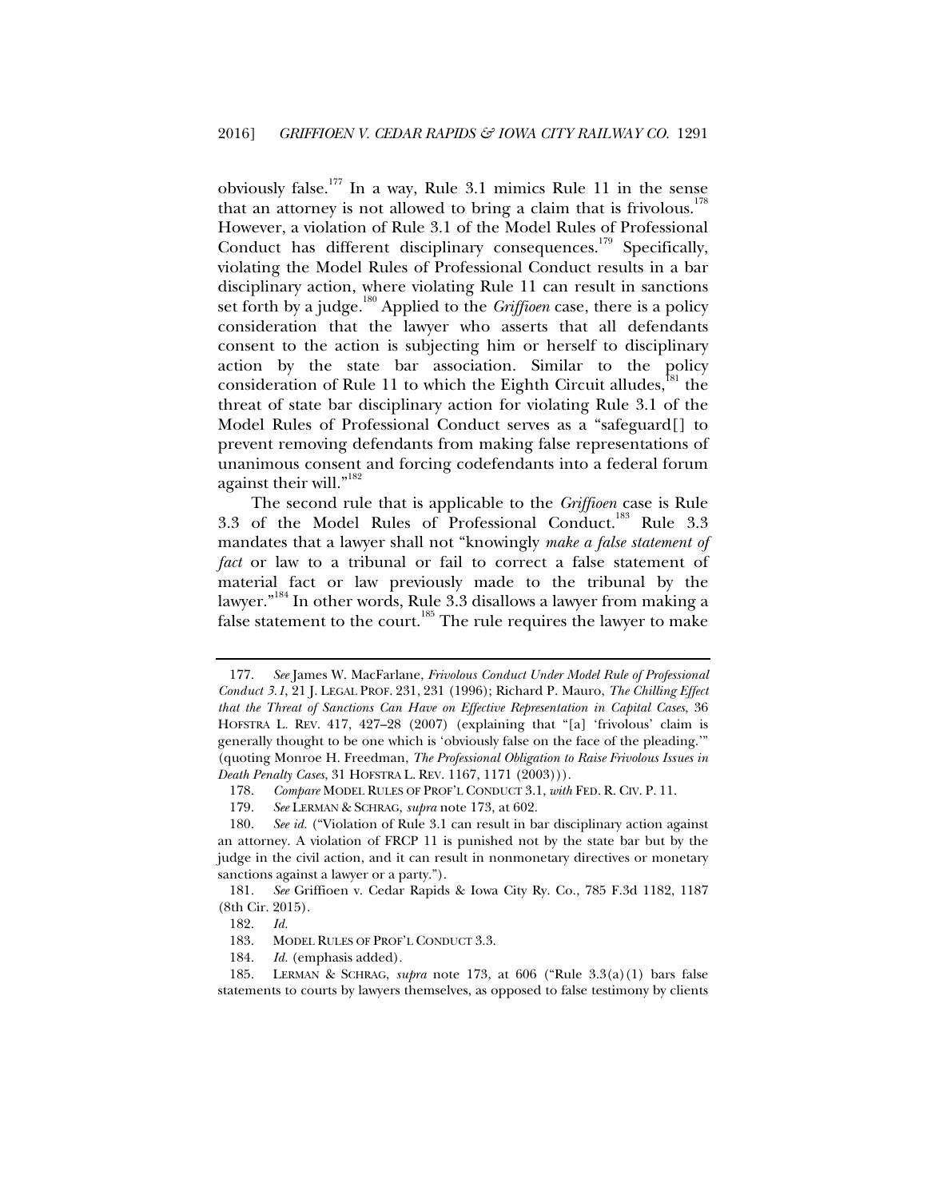obviously false.[177] In a way, Rule 3.1 mimics Rule 11 in the sense that an attorney is not allowed to bring a claim that is frivolous.[178] However, a violation of Rule 3.1 of the Model Rules of Professional Conduct has different disciplinary consequences.[179] Specifically, violating the Model Rules of Professional Conduct results in a bar disciplinary action, where violating Rule 11 can result in sanctions set forth by a judge.[180] Applied to the *Griffioen* case, there is a policy consideration that the lawyer who asserts that all defendants consent to the action is subjecting him or herself to disciplinary action by the state bar association. Similar to the policy consideration of Rule 11 to which the Eighth Circuit alludes,[181] the threat of state bar disciplinary action for violating Rule 3.1 of the Model Rules of Professional Conduct serves as a "safeguard[] to prevent removing defendants from making false representations of unanimous consent and forcing codefendants into a federal forum against their will."[182]

The second rule that is applicable to the *Griffioen* case is Rule 3.3 of the Model Rules of Professional Conduct.[183] Rule 3.3 mandates that a lawyer shall not "knowingly *make a false statement of fact* or law to a tribunal or fail to correct a false statement of material fact or law previously made to the tribunal by the lawyer."[184] In other words, Rule 3.3 disallows a lawyer from making a false statement to the court.[185] The rule requires the lawyer to make

---

177. *See* James W. MacFarlane, *Frivolous Conduct Under Model Rule of Professional Conduct 3.1*, 21 J. LEGAL PROF. 231, 231 (1996); Richard P. Mauro, *The Chilling Effect that the Threat of Sanctions Can Have on Effective Representation in Capital Cases*, 36 HOFSTRA L. REV. 417, 427–28 (2007) (explaining that "[a] 'frivolous' claim is generally thought to be one which is 'obviously false on the face of the pleading.'" (quoting Monroe H. Freedman, *The Professional Obligation to Raise Frivolous Issues in Death Penalty Cases*, 31 HOFSTRA L. REV. 1167, 1171 (2003))).

178. *Compare* MODEL RULES OF PROF'L CONDUCT 3.1, *with* FED. R. CIV. P. 11.

179. *See* LERMAN & SCHRAG, *supra* note 173, at 602.

180. *See id.* ("Violation of Rule 3.1 can result in bar disciplinary action against an attorney. A violation of FRCP 11 is punished not by the state bar but by the judge in the civil action, and it can result in nonmonetary directives or monetary sanctions against a lawyer or a party.").

181. *See* Griffioen v. Cedar Rapids & Iowa City Ry. Co., 785 F.3d 1182, 1187 (8th Cir. 2015).

182. *Id.*

183. MODEL RULES OF PROF'L CONDUCT 3.3.

184. *Id.* (emphasis added).

185. LERMAN & SCHRAG, *supra* note 173, at 606 ("Rule 3.3(a)(1) bars false statements to courts by lawyers themselves, as opposed to false testimony by clients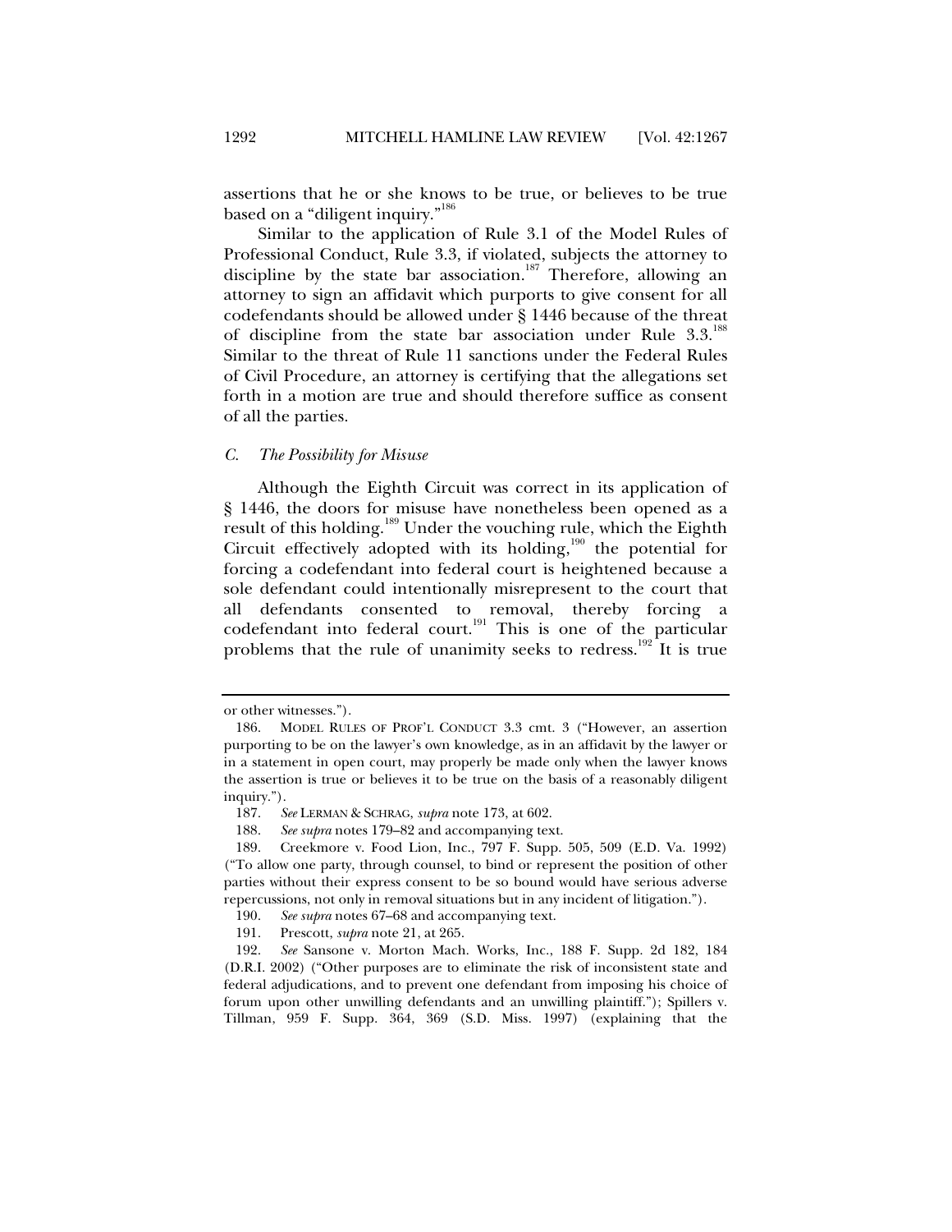assertions that he or she knows to be true, or believes to be true based on a "diligent inquiry."[186]

Similar to the application of Rule 3.1 of the Model Rules of Professional Conduct, Rule 3.3, if violated, subjects the attorney to discipline by the state bar association.[187] Therefore, allowing an attorney to sign an affidavit which purports to give consent for all codefendants should be allowed under § 1446 because of the threat of discipline from the state bar association under Rule 3.3.[188] Similar to the threat of Rule 11 sanctions under the Federal Rules of Civil Procedure, an attorney is certifying that the allegations set forth in a motion are true and should therefore suffice as consent of all the parties.

### *C. The Possibility for Misuse*

Although the Eighth Circuit was correct in its application of § 1446, the doors for misuse have nonetheless been opened as a result of this holding.[189] Under the vouching rule, which the Eighth Circuit effectively adopted with its holding,[190] the potential for forcing a codefendant into federal court is heightened because a sole defendant could intentionally misrepresent to the court that all defendants consented to removal, thereby forcing a codefendant into federal court.[191] This is one of the particular problems that the rule of unanimity seeks to redress.[192] It is true

---

or other witnesses.").

186. MODEL RULES OF PROF'L CONDUCT 3.3 cmt. 3 ("However, an assertion purporting to be on the lawyer's own knowledge, as in an affidavit by the lawyer or in a statement in open court, may properly be made only when the lawyer knows the assertion is true or believes it to be true on the basis of a reasonably diligent inquiry.").

187. *See* LERMAN & SCHRAG, *supra* note 173, at 602.

188. *See supra* notes 179–82 and accompanying text.

189. Creekmore v. Food Lion, Inc., 797 F. Supp. 505, 509 (E.D. Va. 1992) ("To allow one party, through counsel, to bind or represent the position of other parties without their express consent to be so bound would have serious adverse repercussions, not only in removal situations but in any incident of litigation.").

190. *See supra* notes 67–68 and accompanying text.

191. Prescott, *supra* note 21, at 265.

192. *See* Sansone v. Morton Mach. Works, Inc., 188 F. Supp. 2d 182, 184 (D.R.I. 2002) ("Other purposes are to eliminate the risk of inconsistent state and federal adjudications, and to prevent one defendant from imposing his choice of forum upon other unwilling defendants and an unwilling plaintiff."); Spillers v. Tillman, 959 F. Supp. 364, 369 (S.D. Miss. 1997) (explaining that the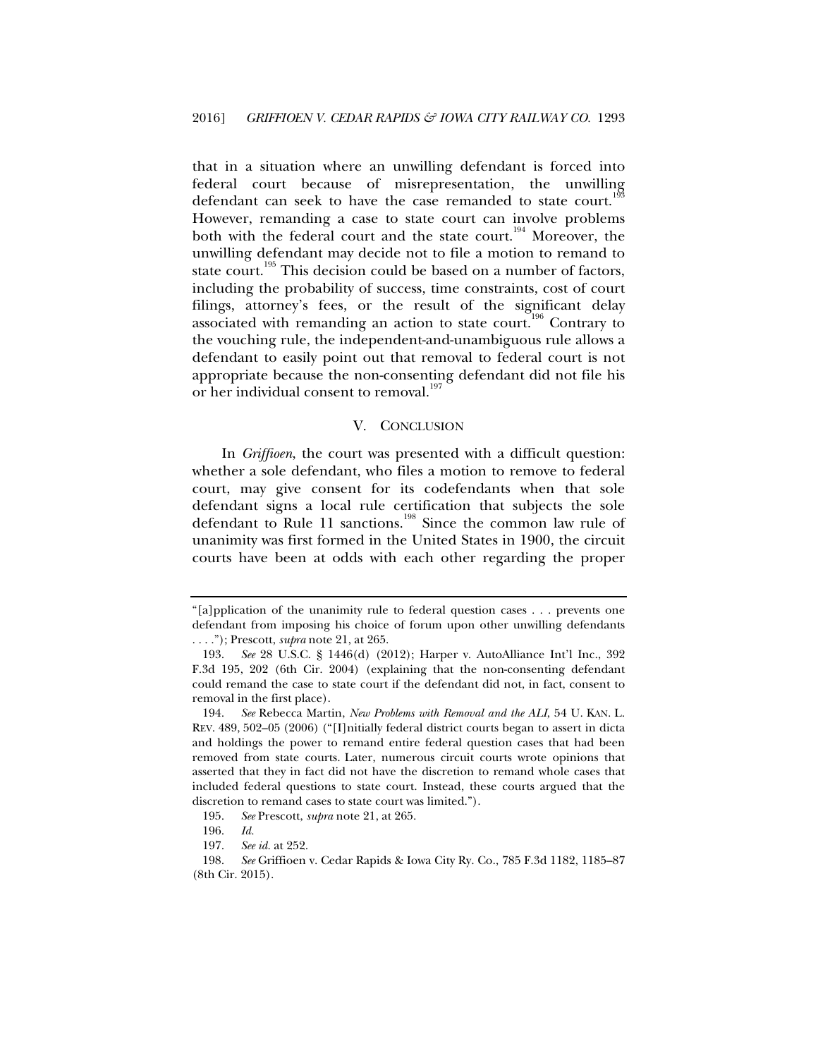that in a situation where an unwilling defendant is forced into federal court because of misrepresentation, the unwilling defendant can seek to have the case remanded to state court.[193] However, remanding a case to state court can involve problems both with the federal court and the state court.[194] Moreover, the unwilling defendant may decide not to file a motion to remand to state court.[195] This decision could be based on a number of factors, including the probability of success, time constraints, cost of court filings, attorney's fees, or the result of the significant delay associated with remanding an action to state court.[196] Contrary to the vouching rule, the independent-and-unambiguous rule allows a defendant to easily point out that removal to federal court is not appropriate because the non-consenting defendant did not file his or her individual consent to removal.[197]

## V. CONCLUSION

In *Griffioen*, the court was presented with a difficult question: whether a sole defendant, who files a motion to remove to federal court, may give consent for its codefendants when that sole defendant signs a local rule certification that subjects the sole defendant to Rule 11 sanctions.[198] Since the common law rule of unanimity was first formed in the United States in 1900, the circuit courts have been at odds with each other regarding the proper

---

"[a]pplication of the unanimity rule to federal question cases . . . prevents one defendant from imposing his choice of forum upon other unwilling defendants . . . ."); Prescott, *supra* note 21, at 265.

193. *See* 28 U.S.C. § 1446(d) (2012); Harper v. AutoAlliance Int'l Inc., 392 F.3d 195, 202 (6th Cir. 2004) (explaining that the non-consenting defendant could remand the case to state court if the defendant did not, in fact, consent to removal in the first place).

194. *See* Rebecca Martin, *New Problems with Removal and the ALI*, 54 U. KAN. L. REV. 489, 502–05 (2006) ("[I]nitially federal district courts began to assert in dicta and holdings the power to remand entire federal question cases that had been removed from state courts. Later, numerous circuit courts wrote opinions that asserted that they in fact did not have the discretion to remand whole cases that included federal questions to state court. Instead, these courts argued that the discretion to remand cases to state court was limited.").

195. *See* Prescott, *supra* note 21, at 265.

196. *Id.*

197. *See id.* at 252.

198. *See* Griffioen v. Cedar Rapids & Iowa City Ry. Co., 785 F.3d 1182, 1185–87 (8th Cir. 2015).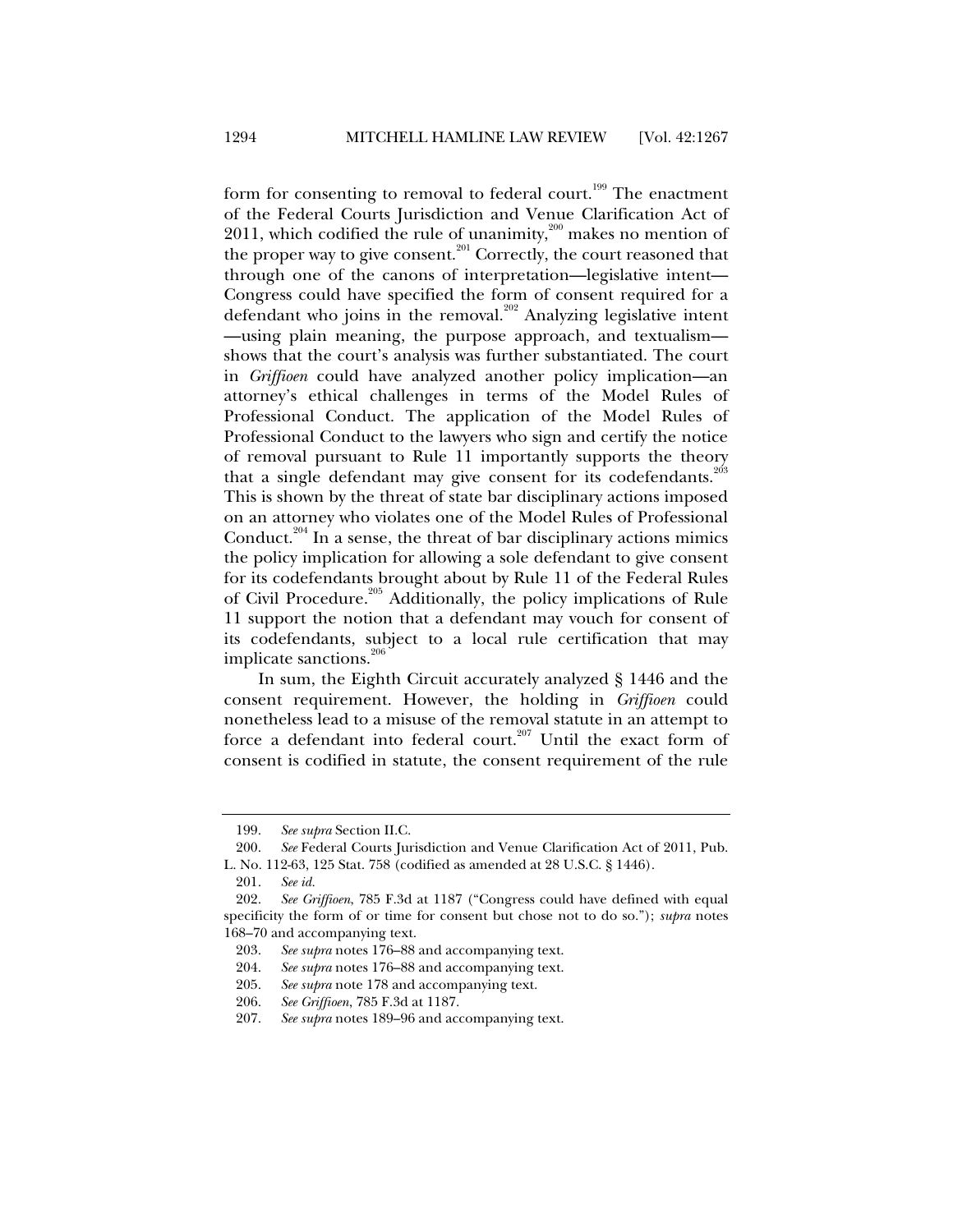form for consenting to removal to federal court.[199] The enactment of the Federal Courts Jurisdiction and Venue Clarification Act of 2011, which codified the rule of unanimity,[200] makes no mention of the proper way to give consent.[201] Correctly, the court reasoned that through one of the canons of interpretation—legislative intent—Congress could have specified the form of consent required for a defendant who joins in the removal.[202] Analyzing legislative intent—using plain meaning, the purpose approach, and textualism—shows that the court's analysis was further substantiated. The court in *Griffioen* could have analyzed another policy implication—an attorney's ethical challenges in terms of the Model Rules of Professional Conduct. The application of the Model Rules of Professional Conduct to the lawyers who sign and certify the notice of removal pursuant to Rule 11 importantly supports the theory that a single defendant may give consent for its codefendants.[203] This is shown by the threat of state bar disciplinary actions imposed on an attorney who violates one of the Model Rules of Professional Conduct.[204] In a sense, the threat of bar disciplinary actions mimics the policy implication for allowing a sole defendant to give consent for its codefendants brought about by Rule 11 of the Federal Rules of Civil Procedure.[205] Additionally, the policy implications of Rule 11 support the notion that a defendant may vouch for consent of its codefendants, subject to a local rule certification that may implicate sanctions.[206]

In sum, the Eighth Circuit accurately analyzed § 1446 and the consent requirement. However, the holding in *Griffioen* could nonetheless lead to a misuse of the removal statute in an attempt to force a defendant into federal court.[207] Until the exact form of consent is codified in statute, the consent requirement of the rule

---

199. *See supra* Section II.C.

200. *See* Federal Courts Jurisdiction and Venue Clarification Act of 2011, Pub. L. No. 112-63, 125 Stat. 758 (codified as amended at 28 U.S.C. § 1446).

201. *See id.*

202. *See Griffioen*, 785 F.3d at 1187 ("Congress could have defined with equal specificity the form of or time for consent but chose not to do so."); *supra* notes 168–70 and accompanying text.

203. *See supra* notes 176–88 and accompanying text.

204. *See supra* notes 176–88 and accompanying text.

205. *See supra* note 178 and accompanying text.

206. *See Griffioen*, 785 F.3d at 1187.

207. *See supra* notes 189–96 and accompanying text.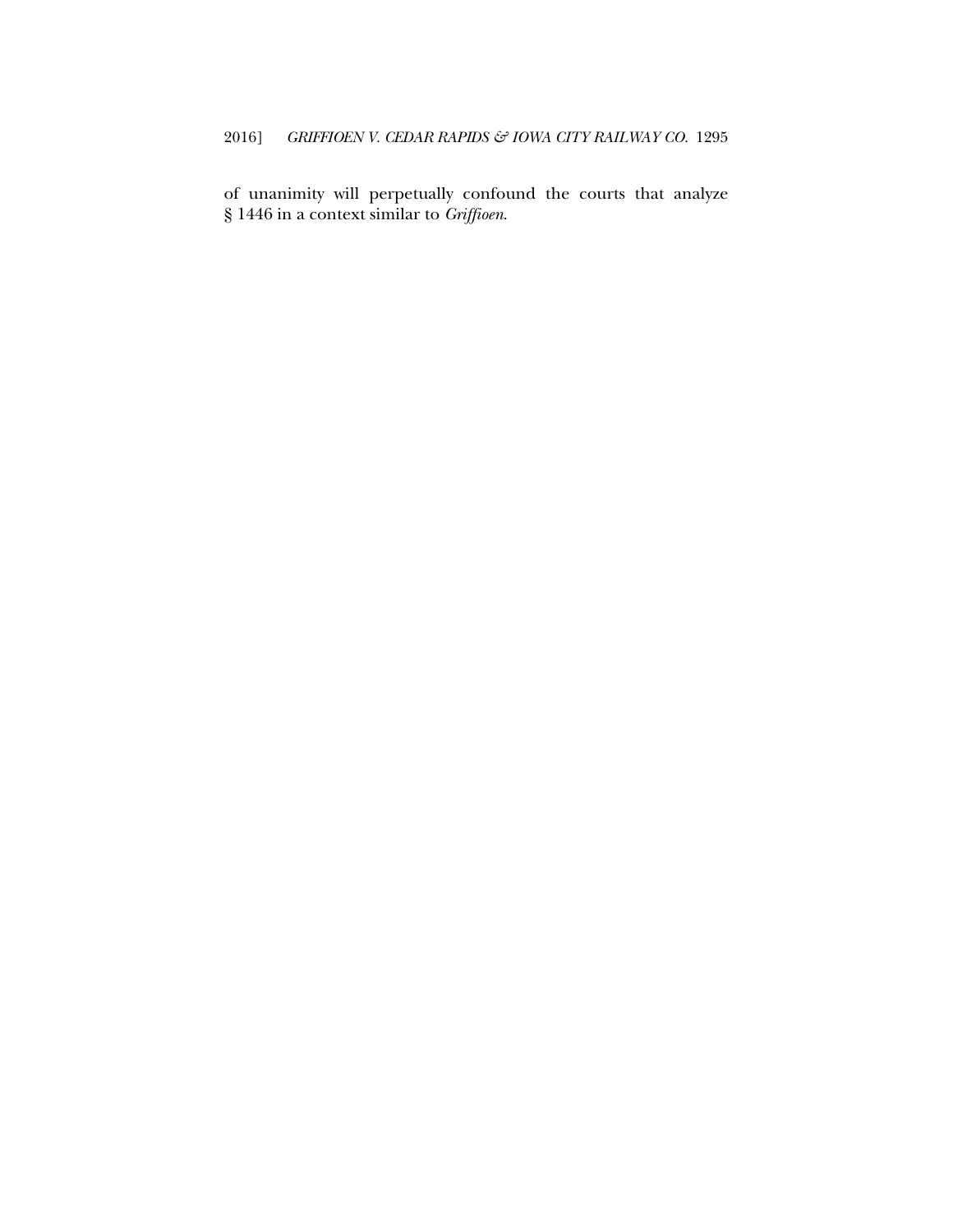of unanimity will perpetually confound the courts that analyze § 1446 in a context similar to *Griffioen*.